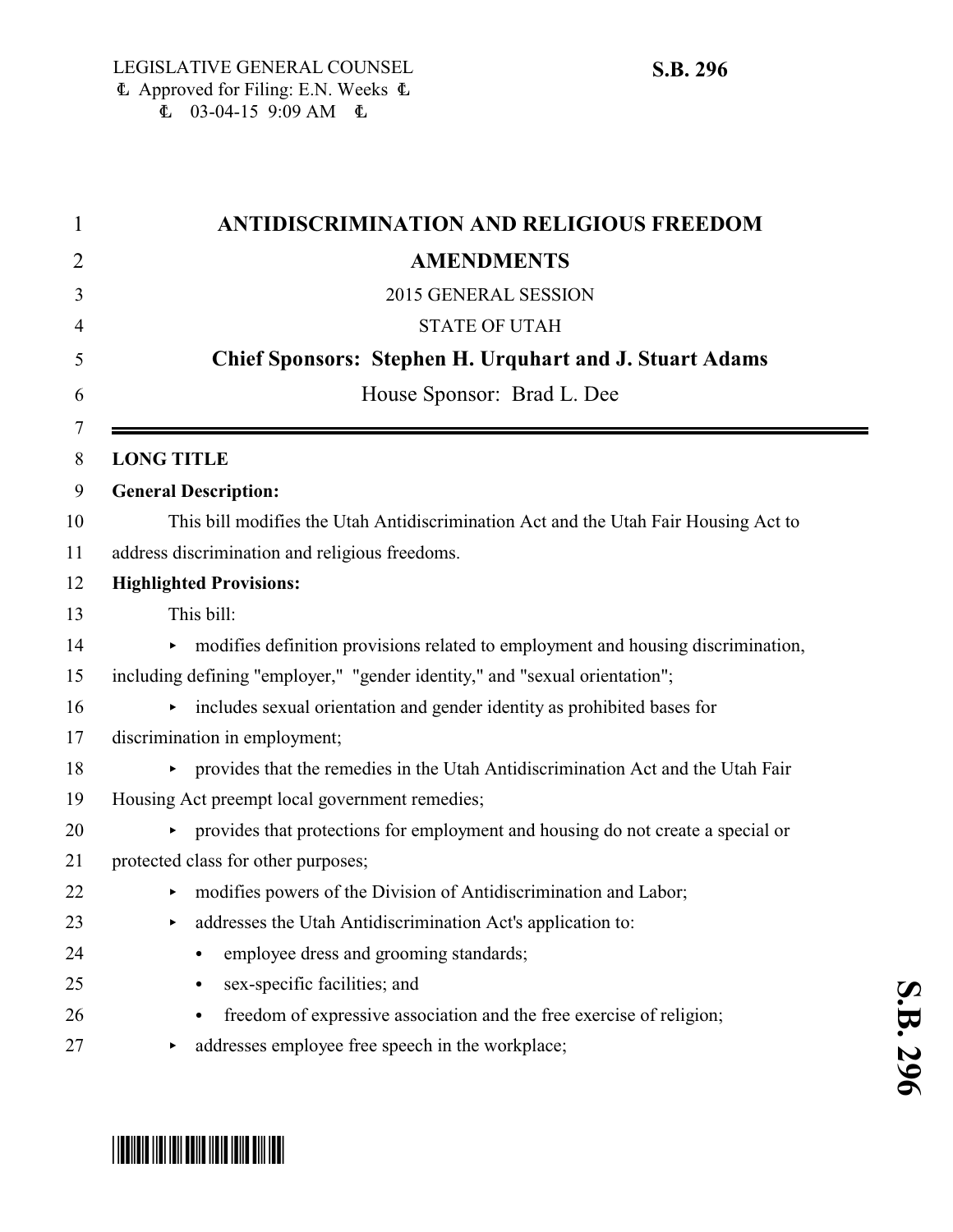LEGISLATIVE GENERAL COUNSEL
Approved for Filing: E.N. Weeks
03-04-15 9:09 AM

**S.B. 296**

# ANTIDISCRIMINATION AND RELIGIOUS FREEDOM AMENDMENTS

2015 GENERAL SESSION

STATE OF UTAH

**Chief Sponsors: Stephen H. Urquhart and J. Stuart Adams**

House Sponsor: Brad L. Dee

---

**LONG TITLE**

**General Description:**

This bill modifies the Utah Antidiscrimination Act and the Utah Fair Housing Act to address discrimination and religious freedoms.

**Highlighted Provisions:**

This bill:

- modifies definition provisions related to employment and housing discrimination, including defining "employer," "gender identity," and "sexual orientation";
- includes sexual orientation and gender identity as prohibited bases for discrimination in employment;
- provides that the remedies in the Utah Antidiscrimination Act and the Utah Fair Housing Act preempt local government remedies;
- provides that protections for employment and housing do not create a special or protected class for other purposes;
- modifies powers of the Division of Antidiscrimination and Labor;
- addresses the Utah Antidiscrimination Act's application to:
  - employee dress and grooming standards;
  - sex-specific facilities; and
  - freedom of expressive association and the free exercise of religion;
- addresses employee free speech in the workplace;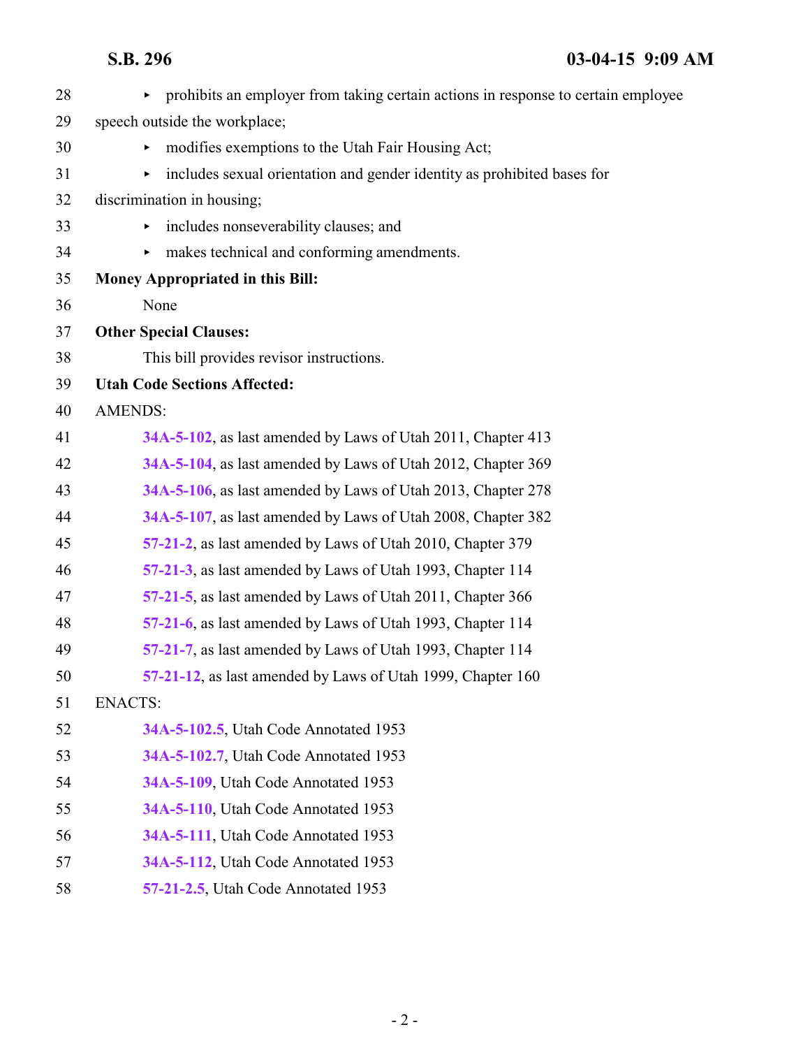- prohibits an employer from taking certain actions in response to certain employee speech outside the workplace;
- modifies exemptions to the Utah Fair Housing Act;
- includes sexual orientation and gender identity as prohibited bases for discrimination in housing;
- includes nonseverability clauses; and
- makes technical and conforming amendments.

**Money Appropriated in this Bill:**

None

**Other Special Clauses:**

This bill provides revisor instructions.

**Utah Code Sections Affected:**

AMENDS:

**34A-5-102**, as last amended by Laws of Utah 2011, Chapter 413

**34A-5-104**, as last amended by Laws of Utah 2012, Chapter 369

**34A-5-106**, as last amended by Laws of Utah 2013, Chapter 278

**34A-5-107**, as last amended by Laws of Utah 2008, Chapter 382

**57-21-2**, as last amended by Laws of Utah 2010, Chapter 379

**57-21-3**, as last amended by Laws of Utah 1993, Chapter 114

**57-21-5**, as last amended by Laws of Utah 2011, Chapter 366

**57-21-6**, as last amended by Laws of Utah 1993, Chapter 114

**57-21-7**, as last amended by Laws of Utah 1993, Chapter 114

**57-21-12**, as last amended by Laws of Utah 1999, Chapter 160

ENACTS:

**34A-5-102.5**, Utah Code Annotated 1953

**34A-5-102.7**, Utah Code Annotated 1953

**34A-5-109**, Utah Code Annotated 1953

**34A-5-110**, Utah Code Annotated 1953

**34A-5-111**, Utah Code Annotated 1953

**34A-5-112**, Utah Code Annotated 1953

**57-21-2.5**, Utah Code Annotated 1953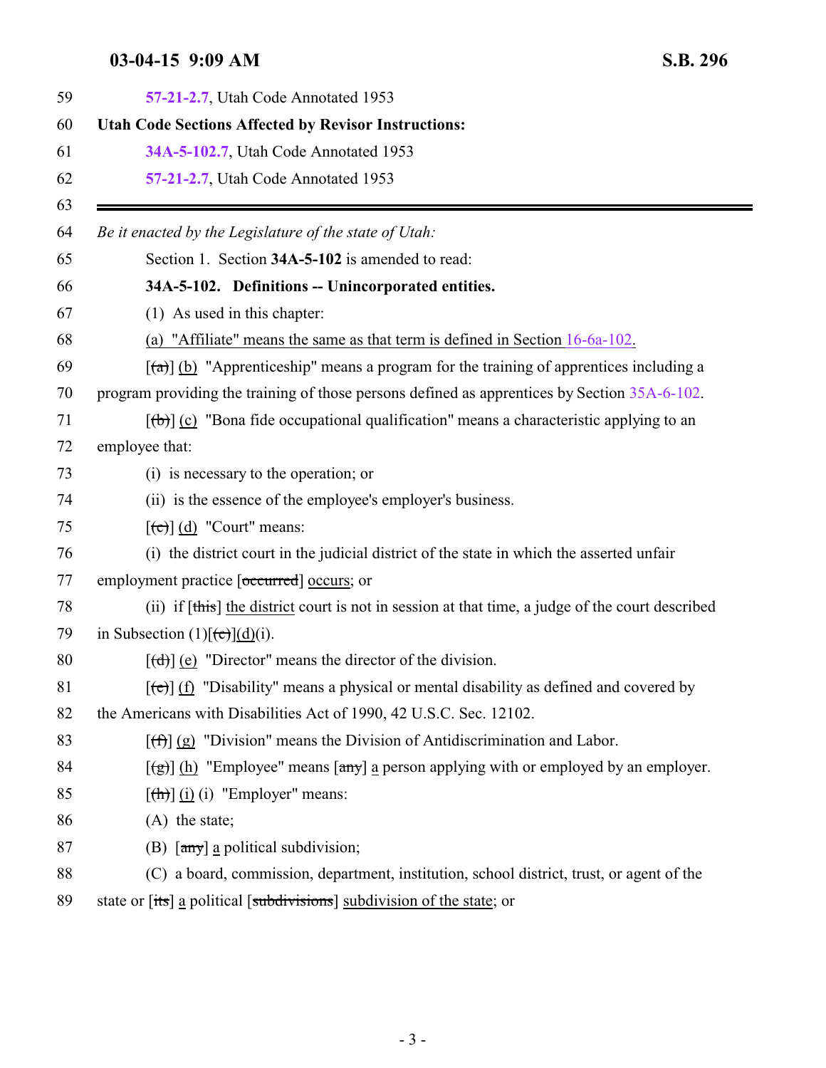59 57-21-2.7, Utah Code Annotated 1953

60 **Utah Code Sections Affected by Revisor Instructions:**

61 34A-5-102.7, Utah Code Annotated 1953

62 57-21-2.7, Utah Code Annotated 1953

63

---

64 *Be it enacted by the Legislature of the state of Utah:*

65 Section 1. Section **34A-5-102** is amended to read:

66 **34A-5-102. Definitions -- Unincorporated entities.**

67 (1) As used in this chapter:

68 (a) "Affiliate" means the same as that term is defined in Section 16-6a-102.

69 [~~(a)~~] (b) "Apprenticeship" means a program for the training of apprentices including a

70 program providing the training of those persons defined as apprentices by Section 35A-6-102.

71 [~~(b)~~] (c) "Bona fide occupational qualification" means a characteristic applying to an

72 employee that:

73 (i) is necessary to the operation; or

74 (ii) is the essence of the employee's employer's business.

75 [~~(c)~~] (d) "Court" means:

76 (i) the district court in the judicial district of the state in which the asserted unfair

77 employment practice [~~occurred~~] occurs; or

78 (ii) if [~~this~~] the district court is not in session at that time, a judge of the court described

79 in Subsection (1)[~~(c)~~](d)(i).

80 [~~(d)~~] (e) "Director" means the director of the division.

81 [~~(e)~~] (f) "Disability" means a physical or mental disability as defined and covered by

82 the Americans with Disabilities Act of 1990, 42 U.S.C. Sec. 12102.

83 [~~(f)~~] (g) "Division" means the Division of Antidiscrimination and Labor.

84 [~~(g)~~] (h) "Employee" means [~~any~~] a person applying with or employed by an employer.

85 [~~(h)~~] (i) (i) "Employer" means:

86 (A) the state;

87 (B) [~~any~~] a political subdivision;

88 (C) a board, commission, department, institution, school district, trust, or agent of the

89 state or [~~its~~] a political [~~subdivisions~~] subdivision of the state; or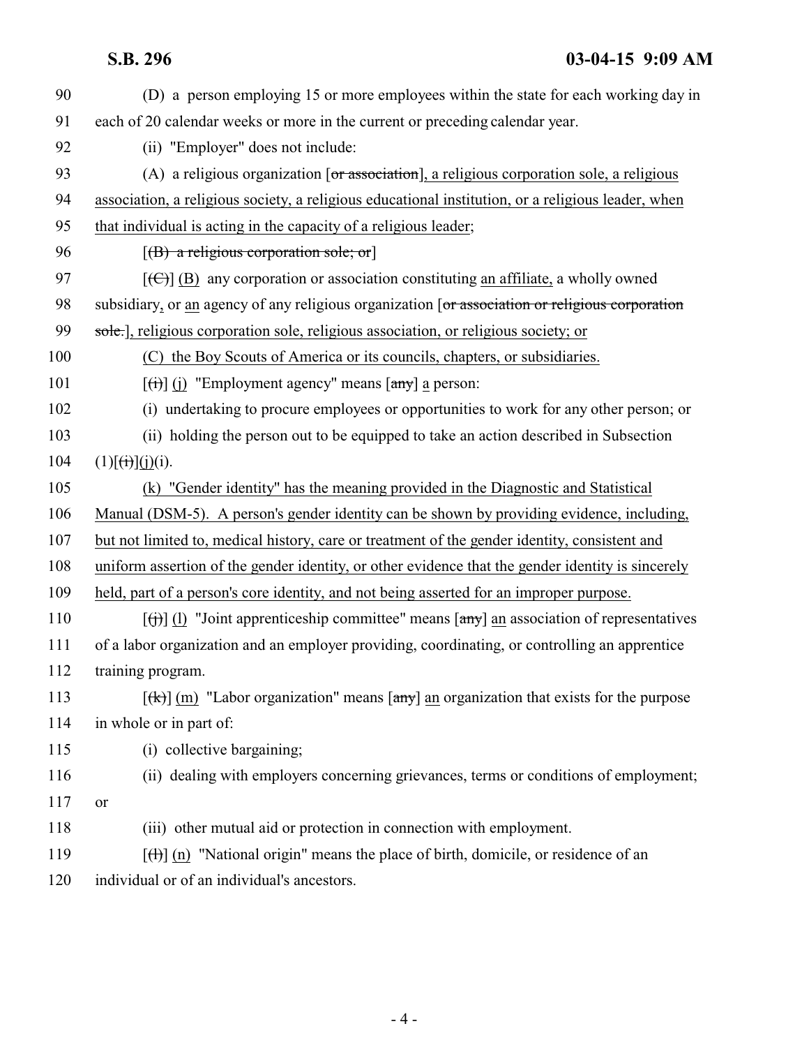90 (D) a person employing 15 or more employees within the state for each working day in
91 each of 20 calendar weeks or more in the current or preceding calendar year.

92 (ii) "Employer" does not include:

93 (A) a religious organization [~~or association~~], a religious corporation sole, a religious
94 association, a religious society, a religious educational institution, or a religious leader, when
95 that individual is acting in the capacity of a religious leader;

96 [~~(B) a religious corporation sole; or~~]

97 [~~(C)~~] (B) any corporation or association constituting an affiliate, a wholly owned
98 subsidiary, or an agency of any religious organization [~~or association or religious corporation~~
99 ~~sole.~~], religious corporation sole, religious association, or religious society; or

100 (C) the Boy Scouts of America or its councils, chapters, or subsidiaries.

101 [~~(i)~~] (j) "Employment agency" means [~~any~~] a person:

102 (i) undertaking to procure employees or opportunities to work for any other person; or

103 (ii) holding the person out to be equipped to take an action described in Subsection
104 (1)[~~(i)~~](j)(i).

105 (k) "Gender identity" has the meaning provided in the Diagnostic and Statistical
106 Manual (DSM-5). A person's gender identity can be shown by providing evidence, including,
107 but not limited to, medical history, care or treatment of the gender identity, consistent and
108 uniform assertion of the gender identity, or other evidence that the gender identity is sincerely
109 held, part of a person's core identity, and not being asserted for an improper purpose.

110 [~~(j)~~] (l) "Joint apprenticeship committee" means [~~any~~] an association of representatives
111 of a labor organization and an employer providing, coordinating, or controlling an apprentice
112 training program.

113 [~~(k)~~] (m) "Labor organization" means [~~any~~] an organization that exists for the purpose
114 in whole or in part of:

115 (i) collective bargaining;

116 (ii) dealing with employers concerning grievances, terms or conditions of employment;
117 or

118 (iii) other mutual aid or protection in connection with employment.

119 [~~(l)~~] (n) "National origin" means the place of birth, domicile, or residence of an
120 individual or of an individual's ancestors.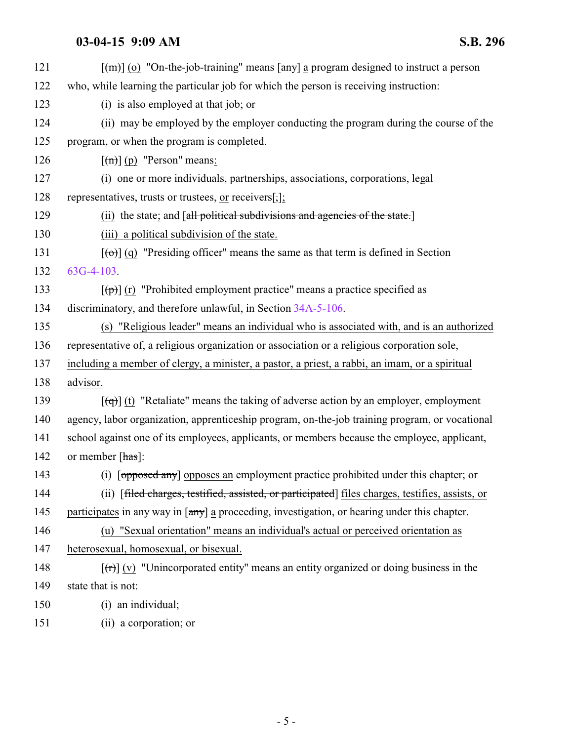121 [(m)] (o) "On-the-job-training" means [any] a program designed to instruct a person
122 who, while learning the particular job for which the person is receiving instruction:
123 (i) is also employed at that job; or
124 (ii) may be employed by the employer conducting the program during the course of the
125 program, or when the program is completed.
126 [(n)] (p) "Person" means:
127 (i) one or more individuals, partnerships, associations, corporations, legal
128 representatives, trusts or trustees, or receivers[,];
129 (ii) the state; and [all political subdivisions and agencies of the state.]
130 (iii) a political subdivision of the state.
131 [(o)] (q) "Presiding officer" means the same as that term is defined in Section
132 63G-4-103.
133 [(p)] (r) "Prohibited employment practice" means a practice specified as
134 discriminatory, and therefore unlawful, in Section 34A-5-106.
135 (s) "Religious leader" means an individual who is associated with, and is an authorized
136 representative of, a religious organization or association or a religious corporation sole,
137 including a member of clergy, a minister, a pastor, a priest, a rabbi, an imam, or a spiritual
138 advisor.
139 [(q)] (t) "Retaliate" means the taking of adverse action by an employer, employment
140 agency, labor organization, apprenticeship program, on-the-job training program, or vocational
141 school against one of its employees, applicants, or members because the employee, applicant,
142 or member [has]:
143 (i) [opposed any] opposes an employment practice prohibited under this chapter; or
144 (ii) [filed charges, testified, assisted, or participated] files charges, testifies, assists, or
145 participates in any way in [any] a proceeding, investigation, or hearing under this chapter.
146 (u) "Sexual orientation" means an individual's actual or perceived orientation as
147 heterosexual, homosexual, or bisexual.
148 [(r)] (v) "Unincorporated entity" means an entity organized or doing business in the
149 state that is not:
150 (i) an individual;
151 (ii) a corporation; or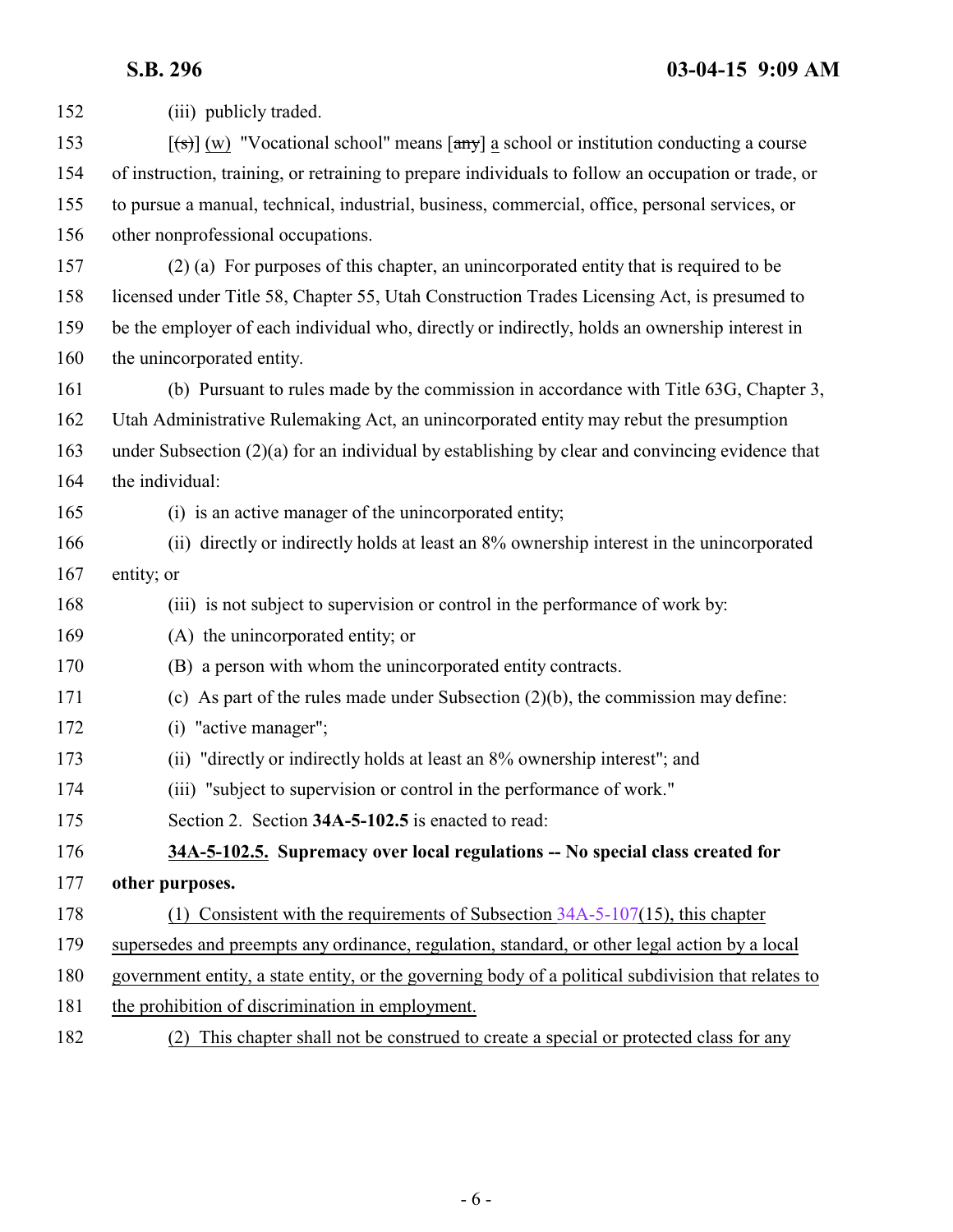(iii) publicly traded.

[~~(s)~~] <u>(w)</u> "Vocational school" means [~~any~~] <u>a</u> school or institution conducting a course of instruction, training, or retraining to prepare individuals to follow an occupation or trade, or to pursue a manual, technical, industrial, business, commercial, office, personal services, or other nonprofessional occupations.

(2) (a) For purposes of this chapter, an unincorporated entity that is required to be licensed under Title 58, Chapter 55, Utah Construction Trades Licensing Act, is presumed to be the employer of each individual who, directly or indirectly, holds an ownership interest in the unincorporated entity.

(b) Pursuant to rules made by the commission in accordance with Title 63G, Chapter 3, Utah Administrative Rulemaking Act, an unincorporated entity may rebut the presumption under Subsection (2)(a) for an individual by establishing by clear and convincing evidence that the individual:

(i) is an active manager of the unincorporated entity;

(ii) directly or indirectly holds at least an 8% ownership interest in the unincorporated entity; or

(iii) is not subject to supervision or control in the performance of work by:

(A) the unincorporated entity; or

(B) a person with whom the unincorporated entity contracts.

(c) As part of the rules made under Subsection (2)(b), the commission may define:

(i) "active manager";

(ii) "directly or indirectly holds at least an 8% ownership interest"; and

(iii) "subject to supervision or control in the performance of work."

Section 2. Section **34A-5-102.5** is enacted to read:

**<u>34A-5-102.5.</u> Supremacy over local regulations -- No special class created for other purposes.**

<u>(1) Consistent with the requirements of Subsection 34A-5-107(15), this chapter supersedes and preempts any ordinance, regulation, standard, or other legal action by a local government entity, a state entity, or the governing body of a political subdivision that relates to the prohibition of discrimination in employment.</u>

<u>(2) This chapter shall not be construed to create a special or protected class for any</u>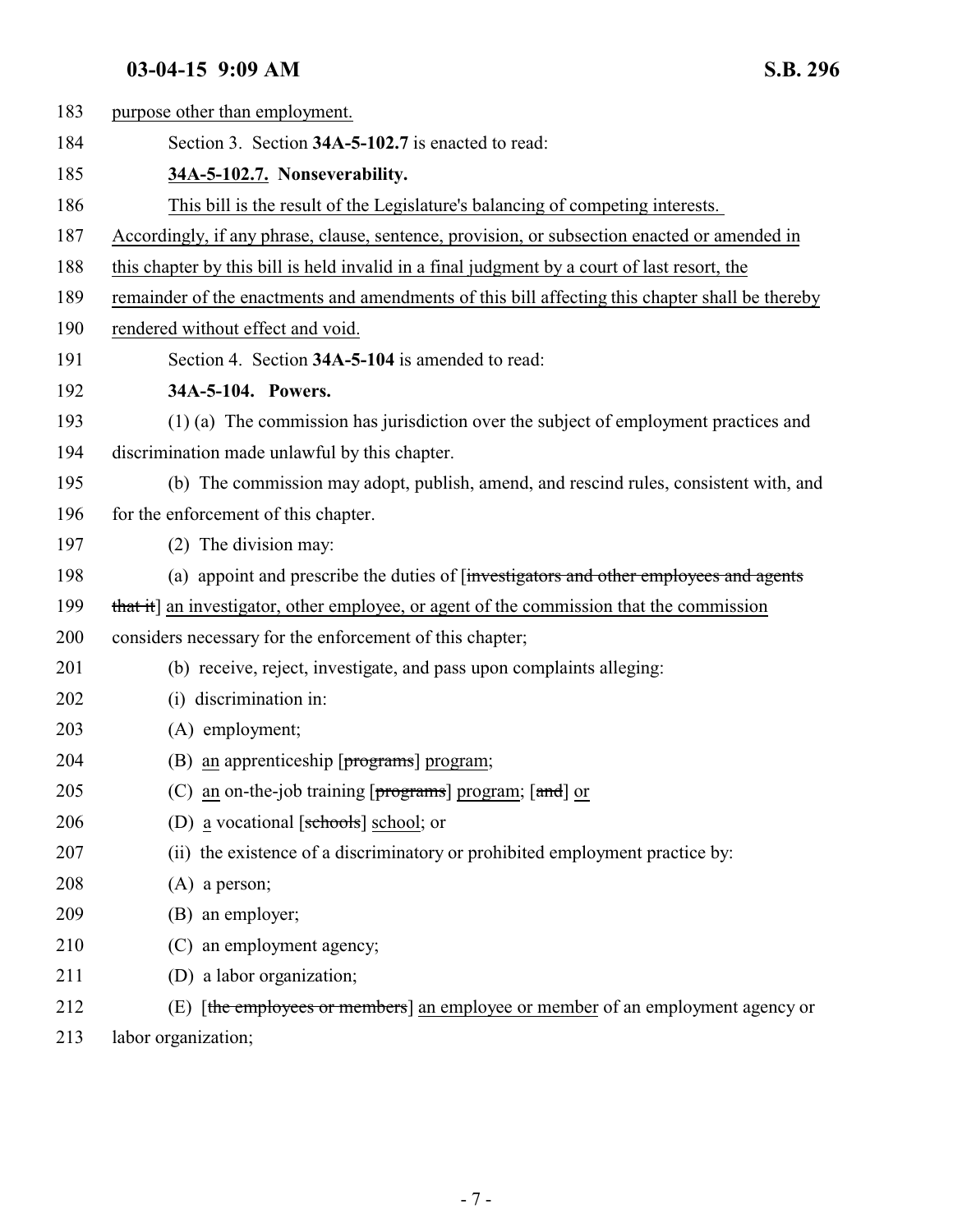183 purpose other than employment.

184 Section 3. Section **34A-5-102.7** is enacted to read:

185 **34A-5-102.7. Nonseverability.**

186 This bill is the result of the Legislature's balancing of competing interests.

187 Accordingly, if any phrase, clause, sentence, provision, or subsection enacted or amended in

188 this chapter by this bill is held invalid in a final judgment by a court of last resort, the

189 remainder of the enactments and amendments of this bill affecting this chapter shall be thereby

190 rendered without effect and void.

191 Section 4. Section **34A-5-104** is amended to read:

192 **34A-5-104. Powers.**

193 (1) (a) The commission has jurisdiction over the subject of employment practices and

194 discrimination made unlawful by this chapter.

195 (b) The commission may adopt, publish, amend, and rescind rules, consistent with, and

196 for the enforcement of this chapter.

197 (2) The division may:

198 (a) appoint and prescribe the duties of [~~investigators and other employees and agents~~

199 ~~that it~~] an investigator, other employee, or agent of the commission that the commission

200 considers necessary for the enforcement of this chapter;

201 (b) receive, reject, investigate, and pass upon complaints alleging:

202 (i) discrimination in:

203 (A) employment;

204 (B) an apprenticeship [~~programs~~] program;

205 (C) an on-the-job training [~~programs~~] program; [~~and~~] or

206 (D) a vocational [~~schools~~] school; or

207 (ii) the existence of a discriminatory or prohibited employment practice by:

208 (A) a person;

209 (B) an employer;

210 (C) an employment agency;

211 (D) a labor organization;

212 (E) [~~the employees or members~~] an employee or member of an employment agency or

213 labor organization;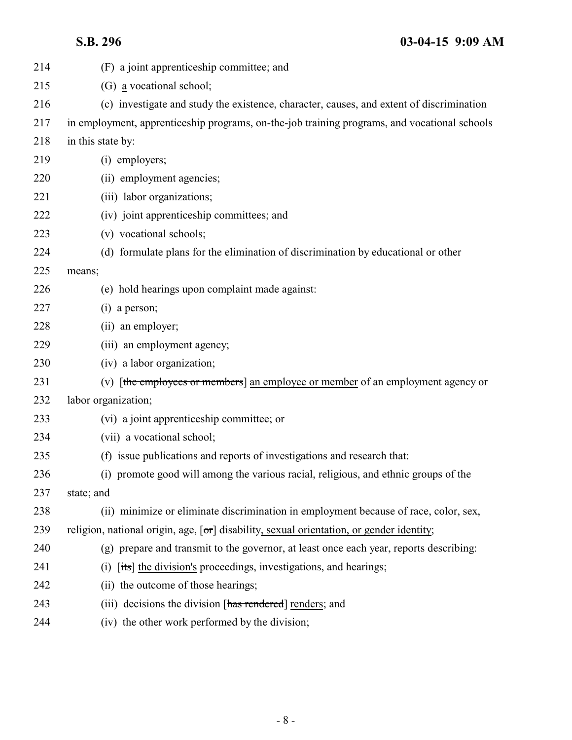214 (F) a joint apprenticeship committee; and

215 (G) a vocational school;

216 (c) investigate and study the existence, character, causes, and extent of discrimination

217 in employment, apprenticeship programs, on-the-job training programs, and vocational schools

218 in this state by:

219 (i) employers;

220 (ii) employment agencies;

221 (iii) labor organizations;

222 (iv) joint apprenticeship committees; and

223 (v) vocational schools;

224 (d) formulate plans for the elimination of discrimination by educational or other

225 means;

226 (e) hold hearings upon complaint made against:

227 (i) a person;

228 (ii) an employer;

229 (iii) an employment agency;

230 (iv) a labor organization;

231 (v) [~~the employees or members~~] an employee or member of an employment agency or

232 labor organization;

233 (vi) a joint apprenticeship committee; or

234 (vii) a vocational school;

235 (f) issue publications and reports of investigations and research that:

236 (i) promote good will among the various racial, religious, and ethnic groups of the

237 state; and

238 (ii) minimize or eliminate discrimination in employment because of race, color, sex,

239 religion, national origin, age, [~~or~~] disability, sexual orientation, or gender identity;

240 (g) prepare and transmit to the governor, at least once each year, reports describing:

241 (i) [~~its~~] the division's proceedings, investigations, and hearings;

242 (ii) the outcome of those hearings;

243 (iii) decisions the division [~~has rendered~~] renders; and

244 (iv) the other work performed by the division;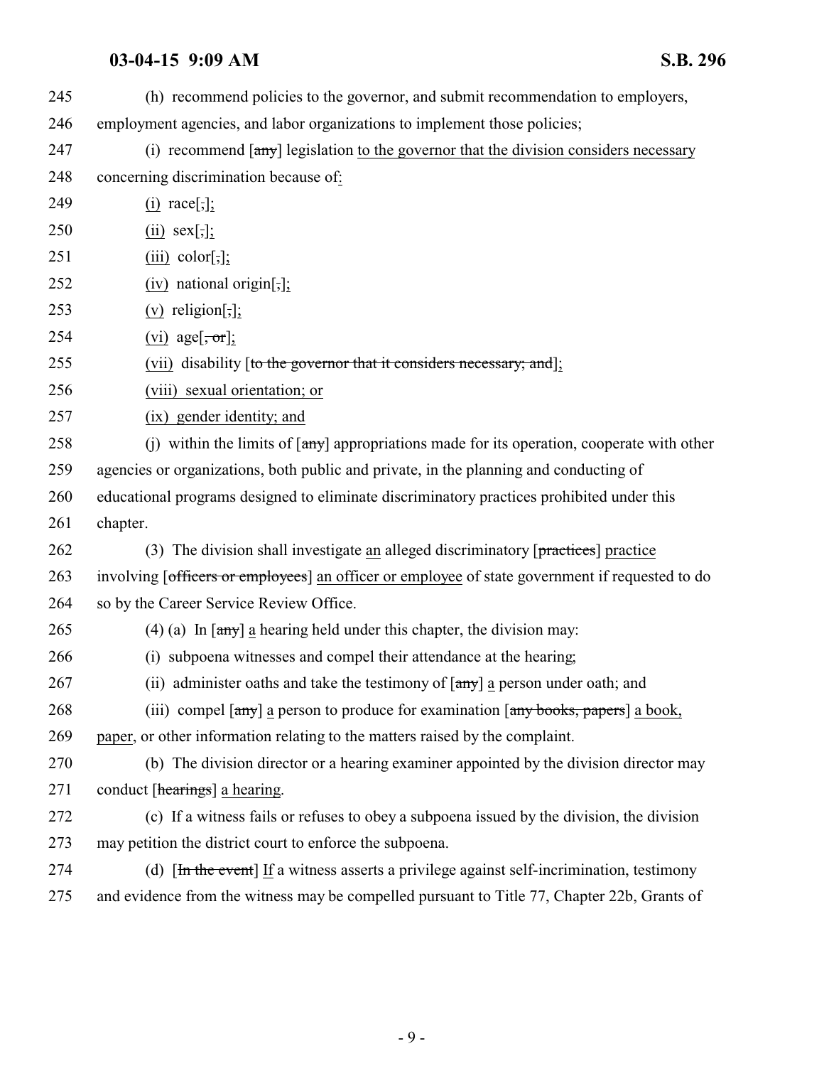245 (h) recommend policies to the governor, and submit recommendation to employers, 246 employment agencies, and labor organizations to implement those policies;

247 (i) recommend [any] legislation to the governor that the division considers necessary 248 concerning discrimination because of:

249 (i) race[,];

250 (ii) sex[,];

251 (iii) color[,];

252 (iv) national origin[,];

253 (v) religion[,];

254 (vi) age[, or];

255 (vii) disability [to the governor that it considers necessary; and];

256 (viii) sexual orientation; or

257 (ix) gender identity; and

258 (j) within the limits of [any] appropriations made for its operation, cooperate with other 259 agencies or organizations, both public and private, in the planning and conducting of 260 educational programs designed to eliminate discriminatory practices prohibited under this 261 chapter.

262 (3) The division shall investigate an alleged discriminatory [practices] practice 263 involving [officers or employees] an officer or employee of state government if requested to do 264 so by the Career Service Review Office.

265 (4) (a) In [any] a hearing held under this chapter, the division may:

266 (i) subpoena witnesses and compel their attendance at the hearing;

267 (ii) administer oaths and take the testimony of [any] a person under oath; and

268 (iii) compel [any] a person to produce for examination [any books, papers] a book, 269 paper, or other information relating to the matters raised by the complaint.

270 (b) The division director or a hearing examiner appointed by the division director may 271 conduct [hearings] a hearing.

272 (c) If a witness fails or refuses to obey a subpoena issued by the division, the division 273 may petition the district court to enforce the subpoena.

274 (d) [In the event] If a witness asserts a privilege against self-incrimination, testimony 275 and evidence from the witness may be compelled pursuant to Title 77, Chapter 22b, Grants of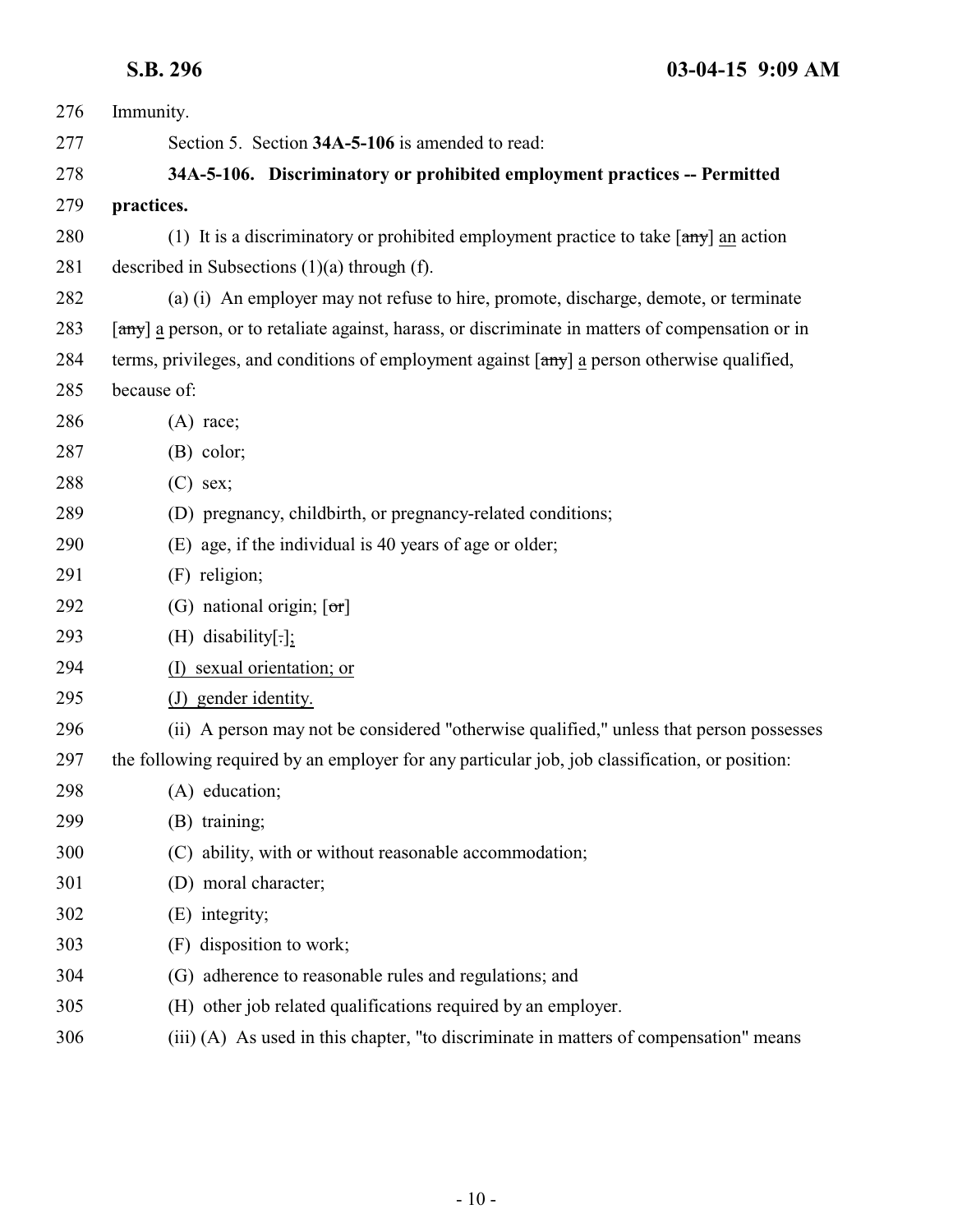Immunity.

Section 5. Section **34A-5-106** is amended to read:

**34A-5-106. Discriminatory or prohibited employment practices -- Permitted practices.**

(1) It is a discriminatory or prohibited employment practice to take [~~any~~] an action described in Subsections (1)(a) through (f).

(a) (i) An employer may not refuse to hire, promote, discharge, demote, or terminate [~~any~~] a person, or to retaliate against, harass, or discriminate in matters of compensation or in terms, privileges, and conditions of employment against [~~any~~] a person otherwise qualified, because of:

(A) race;

(B) color;

(C) sex;

(D) pregnancy, childbirth, or pregnancy-related conditions;

(E) age, if the individual is 40 years of age or older;

(F) religion;

(G) national origin; [~~or~~]

(H) disability[~~.~~];

(I) sexual orientation; or

(J) gender identity.

(ii) A person may not be considered "otherwise qualified," unless that person possesses the following required by an employer for any particular job, job classification, or position:

(A) education;

(B) training;

(C) ability, with or without reasonable accommodation;

(D) moral character;

(E) integrity;

(F) disposition to work;

(G) adherence to reasonable rules and regulations; and

(H) other job related qualifications required by an employer.

(iii) (A) As used in this chapter, "to discriminate in matters of compensation" means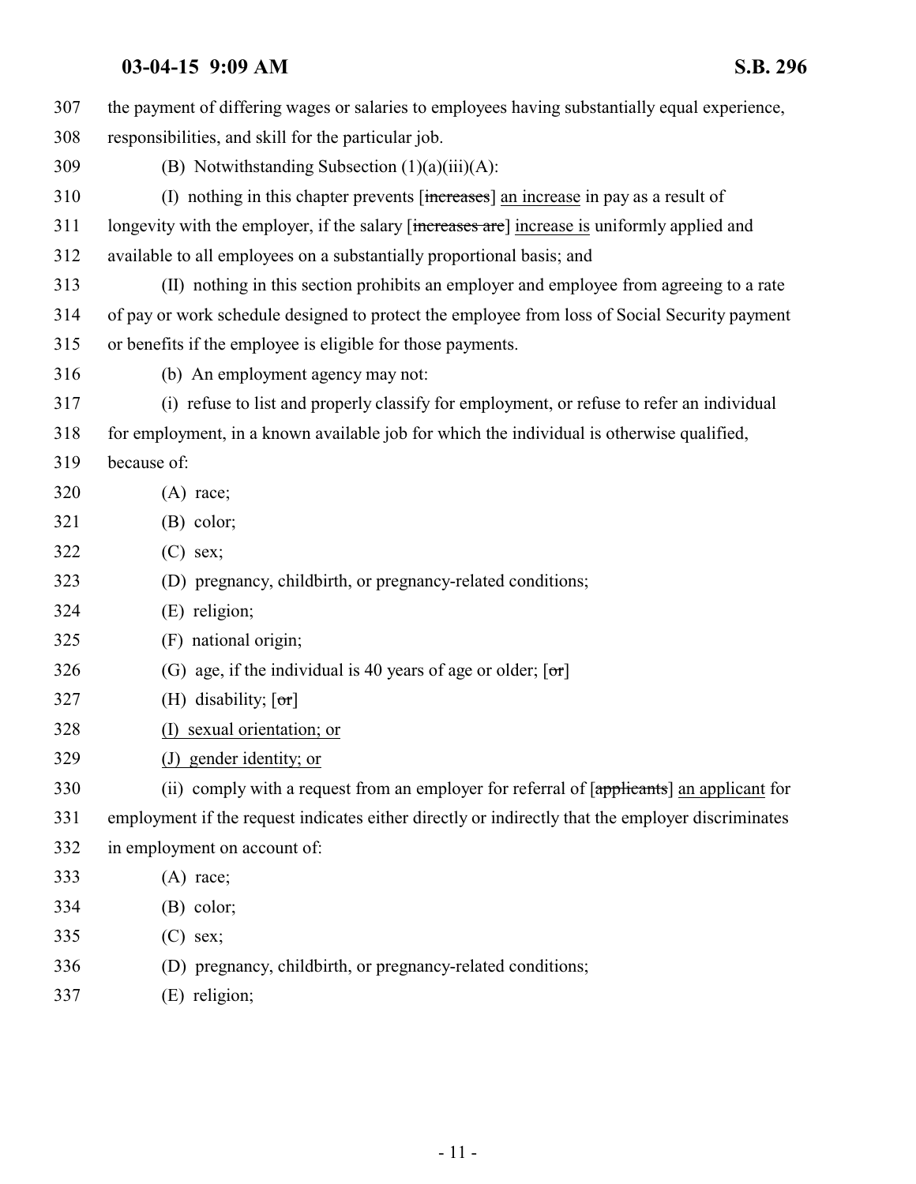307 the payment of differing wages or salaries to employees having substantially equal experience,
308 responsibilities, and skill for the particular job.

309 (B) Notwithstanding Subsection (1)(a)(iii)(A):

310 (I) nothing in this chapter prevents [~~increases~~] an increase in pay as a result of
311 longevity with the employer, if the salary [~~increases are~~] increase is uniformly applied and
312 available to all employees on a substantially proportional basis; and

313 (II) nothing in this section prohibits an employer and employee from agreeing to a rate
314 of pay or work schedule designed to protect the employee from loss of Social Security payment
315 or benefits if the employee is eligible for those payments.

316 (b) An employment agency may not:

317 (i) refuse to list and properly classify for employment, or refuse to refer an individual
318 for employment, in a known available job for which the individual is otherwise qualified,
319 because of:

320 (A) race;

321 (B) color;

322 (C) sex;

323 (D) pregnancy, childbirth, or pregnancy-related conditions;

324 (E) religion;

325 (F) national origin;

326 (G) age, if the individual is 40 years of age or older; [~~or~~]

327 (H) disability; [~~or~~]

328 (I) sexual orientation; or

329 (J) gender identity; or

330 (ii) comply with a request from an employer for referral of [~~applicants~~] an applicant for
331 employment if the request indicates either directly or indirectly that the employer discriminates
332 in employment on account of:

333 (A) race;

334 (B) color;

335 (C) sex;

336 (D) pregnancy, childbirth, or pregnancy-related conditions;

337 (E) religion;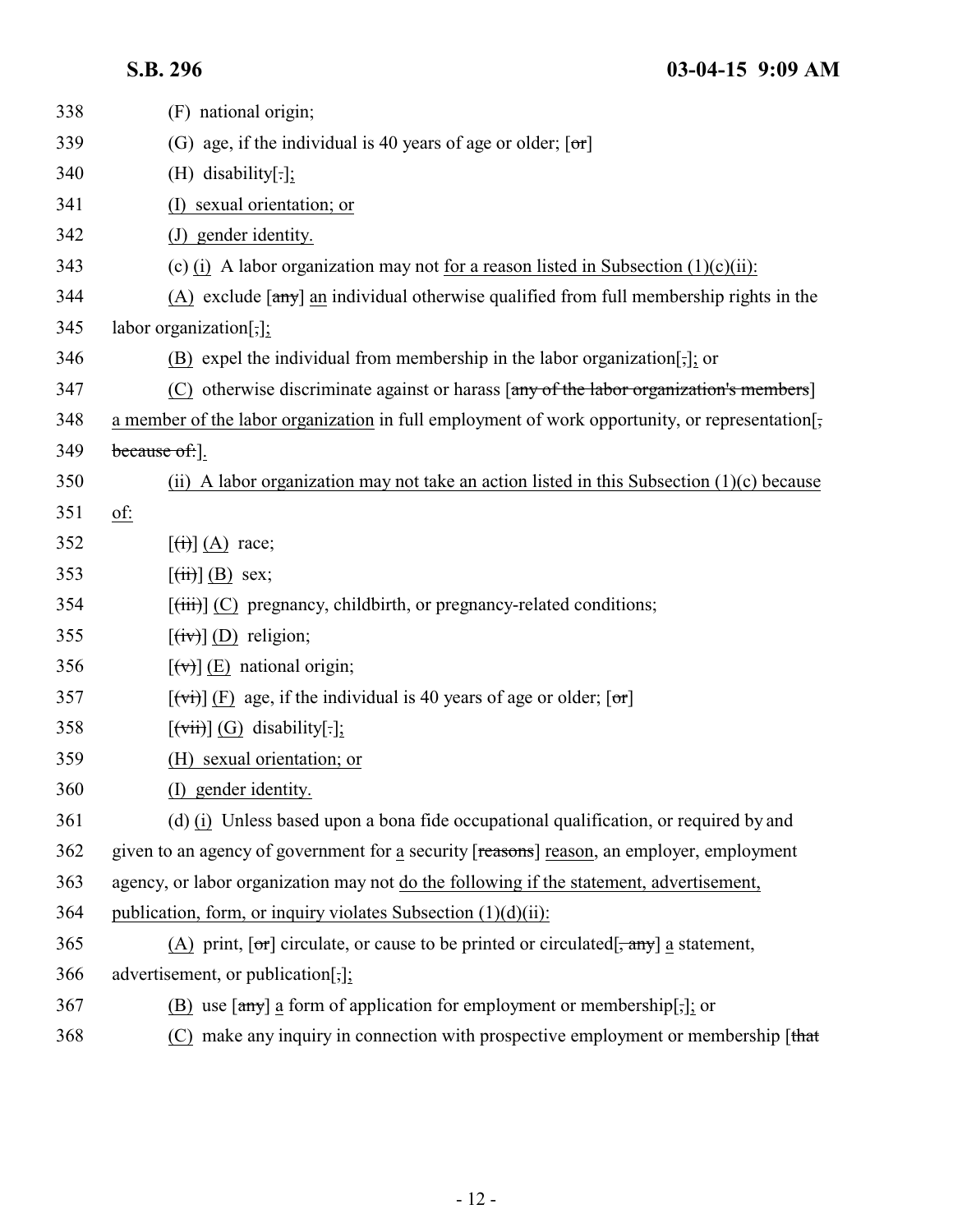338 (F) national origin;

339 (G) age, if the individual is 40 years of age or older; [~~or~~]

340 (H) disability[~~.~~]<u>;</u>

341 <u>(I) sexual orientation; or</u>

342 <u>(J) gender identity.</u>

343 (c) <u>(i)</u> A labor organization may not <u>for a reason listed in Subsection (1)(c)(ii):</u>

344 <u>(A)</u> exclude [~~any~~] <u>an</u> individual otherwise qualified from full membership rights in the

345 labor organization[~~,~~]<u>;</u>

346 <u>(B)</u> expel the individual from membership in the labor organization[~~,~~]<u>; or</u>

347 <u>(C)</u> otherwise discriminate against or harass [~~any of the labor organization's members~~]

348 <u>a member of the labor organization</u> in full employment of work opportunity, or representation[~~,~~

349 ~~because of:~~]<u>.</u>

350 <u>(ii) A labor organization may not take an action listed in this Subsection (1)(c) because</u>

351 <u>of:</u>

352 [~~(i)~~] <u>(A)</u> race;

353 [~~(ii)~~] <u>(B)</u> sex;

354 [~~(iii)~~] <u>(C)</u> pregnancy, childbirth, or pregnancy-related conditions;

355 [~~(iv)~~] <u>(D)</u> religion;

356 [~~(v)~~] <u>(E)</u> national origin;

357 [~~(vi)~~] <u>(F)</u> age, if the individual is 40 years of age or older; [~~or~~]

358 [~~(vii)~~] <u>(G)</u> disability[~~.~~]<u>;</u>

359 <u>(H) sexual orientation; or</u>

360 <u>(I) gender identity.</u>

361 (d) <u>(i)</u> Unless based upon a bona fide occupational qualification, or required by and

362 given to an agency of government for <u>a</u> security [~~reasons~~] <u>reason</u>, an employer, employment

363 agency, or labor organization may not <u>do the following if the statement, advertisement,</u>

364 <u>publication, form, or inquiry violates Subsection (1)(d)(ii):</u>

365 <u>(A)</u> print, [~~or~~] circulate, or cause to be printed or circulated[~~, any~~] <u>a</u> statement,

366 advertisement, or publication[~~,~~]<u>;</u>

367 <u>(B)</u> use [~~any~~] <u>a</u> form of application for employment or membership[~~,~~]<u>; or</u>

368 <u>(C)</u> make any inquiry in connection with prospective employment or membership [~~that~~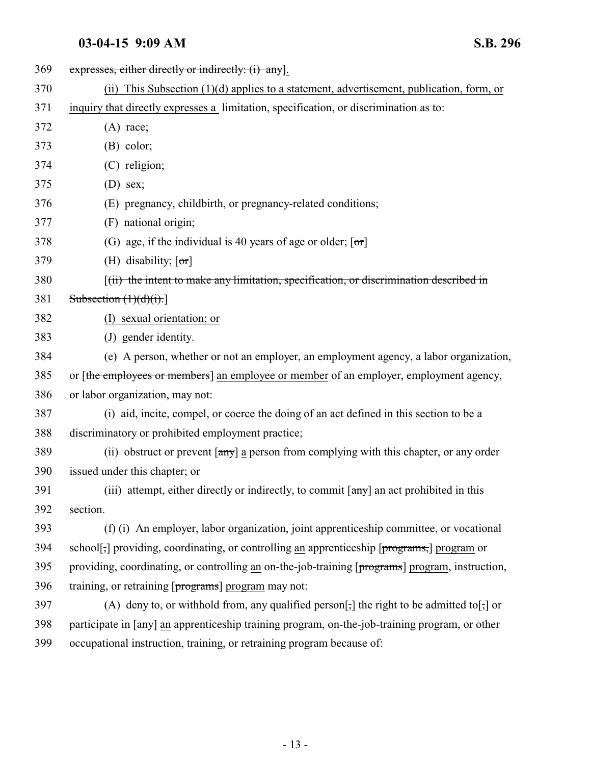369 ~~expresses, either directly or indirectly: (i) any~~].

370 (ii) This Subsection (1)(d) applies to a statement, advertisement, publication, form, or

371 inquiry that directly expresses a limitation, specification, or discrimination as to:

372 (A) race;

373 (B) color;

374 (C) religion;

375 (D) sex;

376 (E) pregnancy, childbirth, or pregnancy-related conditions;

377 (F) national origin;

378 (G) age, if the individual is 40 years of age or older; [~~or~~]

379 (H) disability; [~~or~~]

380 [~~(ii) the intent to make any limitation, specification, or discrimination described in~~

381 ~~Subsection (1)(d)(i).~~]

382 (I) sexual orientation; or

383 (J) gender identity.

384 (e) A person, whether or not an employer, an employment agency, a labor organization,

385 or [~~the employees or members~~] an employee or member of an employer, employment agency,

386 or labor organization, may not:

387 (i) aid, incite, compel, or coerce the doing of an act defined in this section to be a

388 discriminatory or prohibited employment practice;

389 (ii) obstruct or prevent [~~any~~] a person from complying with this chapter, or any order

390 issued under this chapter; or

391 (iii) attempt, either directly or indirectly, to commit [~~any~~] an act prohibited in this

392 section.

393 (f) (i) An employer, labor organization, joint apprenticeship committee, or vocational

394 school[~~,~~] providing, coordinating, or controlling an apprenticeship [~~programs,~~] program or

395 providing, coordinating, or controlling an on-the-job-training [~~programs~~] program, instruction,

396 training, or retraining [~~programs~~] program may not:

397 (A) deny to, or withhold from, any qualified person[~~,~~] the right to be admitted to[~~,~~] or

398 participate in [~~any~~] an apprenticeship training program, on-the-job-training program, or other

399 occupational instruction, training, or retraining program because of: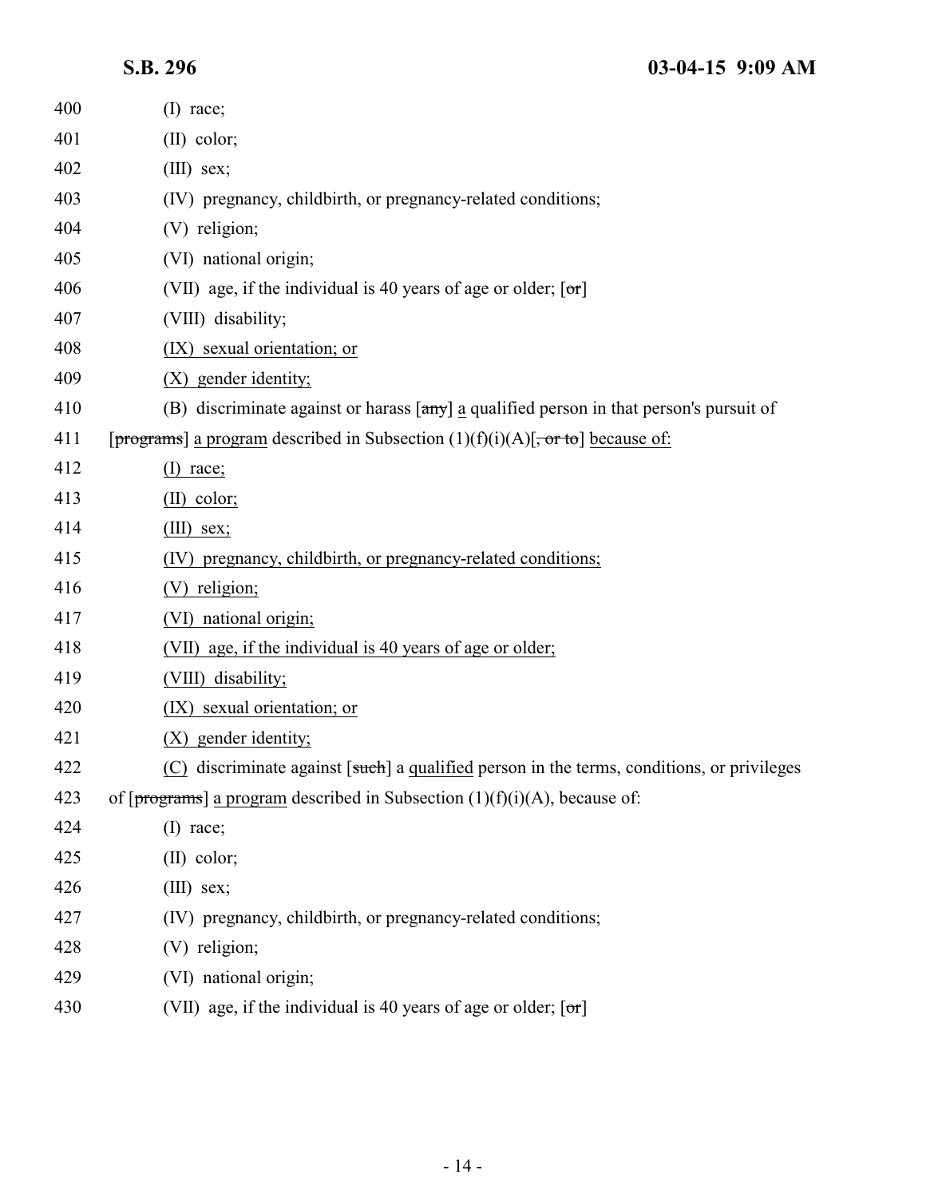400 (I) race;

401 (II) color;

402 (III) sex;

403 (IV) pregnancy, childbirth, or pregnancy-related conditions;

404 (V) religion;

405 (VI) national origin;

406 (VII) age, if the individual is 40 years of age or older; [~~or~~]

407 (VIII) disability;

408 (IX) sexual orientation; or

409 (X) gender identity;

410 (B) discriminate against or harass [~~any~~] a qualified person in that person's pursuit of

411 [~~programs~~] a program described in Subsection (1)(f)(i)(A)[~~, or to~~] because of:

412 (I) race;

413 (II) color;

414 (III) sex;

415 (IV) pregnancy, childbirth, or pregnancy-related conditions;

416 (V) religion;

417 (VI) national origin;

418 (VII) age, if the individual is 40 years of age or older;

419 (VIII) disability;

420 (IX) sexual orientation; or

421 (X) gender identity;

422 (C) discriminate against [~~such~~] a qualified person in the terms, conditions, or privileges

423 of [~~programs~~] a program described in Subsection (1)(f)(i)(A), because of:

424 (I) race;

425 (II) color;

426 (III) sex;

427 (IV) pregnancy, childbirth, or pregnancy-related conditions;

428 (V) religion;

429 (VI) national origin;

430 (VII) age, if the individual is 40 years of age or older; [~~or~~]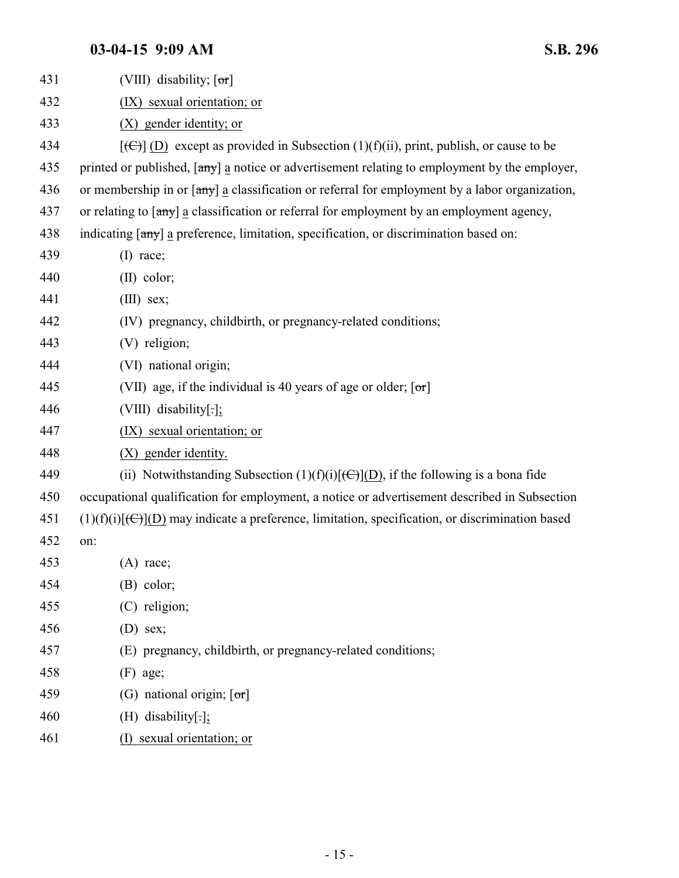431 (VIII) disability; [or]

432 (IX) sexual orientation; or

433 (X) gender identity; or

434 [(C)] (D) except as provided in Subsection (1)(f)(ii), print, publish, or cause to be

435 printed or published, [any] a notice or advertisement relating to employment by the employer,

436 or membership in or [any] a classification or referral for employment by a labor organization,

437 or relating to [any] a classification or referral for employment by an employment agency,

438 indicating [any] a preference, limitation, specification, or discrimination based on:

439 (I) race;

440 (II) color;

441 (III) sex;

442 (IV) pregnancy, childbirth, or pregnancy-related conditions;

443 (V) religion;

444 (VI) national origin;

445 (VII) age, if the individual is 40 years of age or older; [or]

446 (VIII) disability[.];

447 (IX) sexual orientation; or

448 (X) gender identity.

449 (ii) Notwithstanding Subsection (1)(f)(i)[(C)](D), if the following is a bona fide

450 occupational qualification for employment, a notice or advertisement described in Subsection

451 (1)(f)(i)[(C)](D) may indicate a preference, limitation, specification, or discrimination based

452 on:

453 (A) race;

454 (B) color;

455 (C) religion;

456 (D) sex;

457 (E) pregnancy, childbirth, or pregnancy-related conditions;

458 (F) age;

459 (G) national origin; [or]

460 (H) disability[.];

461 (I) sexual orientation; or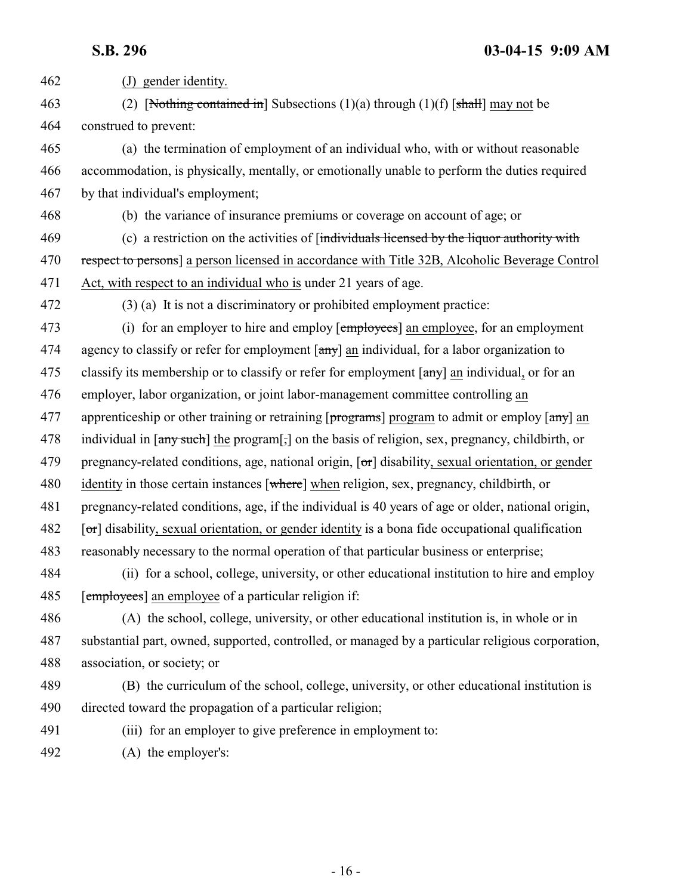462 (J) gender identity.

463 (2) [Nothing contained in] Subsections (1)(a) through (1)(f) [shall] may not be
464 construed to prevent:

465 (a) the termination of employment of an individual who, with or without reasonable
466 accommodation, is physically, mentally, or emotionally unable to perform the duties required
467 by that individual's employment;

468 (b) the variance of insurance premiums or coverage on account of age; or

469 (c) a restriction on the activities of [individuals licensed by the liquor authority with
470 respect to persons] a person licensed in accordance with Title 32B, Alcoholic Beverage Control
471 Act, with respect to an individual who is under 21 years of age.

472 (3) (a) It is not a discriminatory or prohibited employment practice:

473 (i) for an employer to hire and employ [employees] an employee, for an employment
474 agency to classify or refer for employment [any] an individual, for a labor organization to
475 classify its membership or to classify or refer for employment [any] an individual, or for an
476 employer, labor organization, or joint labor-management committee controlling an
477 apprenticeship or other training or retraining [programs] program to admit or employ [any] an
478 individual in [any such] the program[,] on the basis of religion, sex, pregnancy, childbirth, or
479 pregnancy-related conditions, age, national origin, [or] disability, sexual orientation, or gender
480 identity in those certain instances [where] when religion, sex, pregnancy, childbirth, or
481 pregnancy-related conditions, age, if the individual is 40 years of age or older, national origin,
482 [or] disability, sexual orientation, or gender identity is a bona fide occupational qualification
483 reasonably necessary to the normal operation of that particular business or enterprise;

484 (ii) for a school, college, university, or other educational institution to hire and employ
485 [employees] an employee of a particular religion if:

486 (A) the school, college, university, or other educational institution is, in whole or in
487 substantial part, owned, supported, controlled, or managed by a particular religious corporation,
488 association, or society; or

489 (B) the curriculum of the school, college, university, or other educational institution is
490 directed toward the propagation of a particular religion;

491 (iii) for an employer to give preference in employment to:

492 (A) the employer's: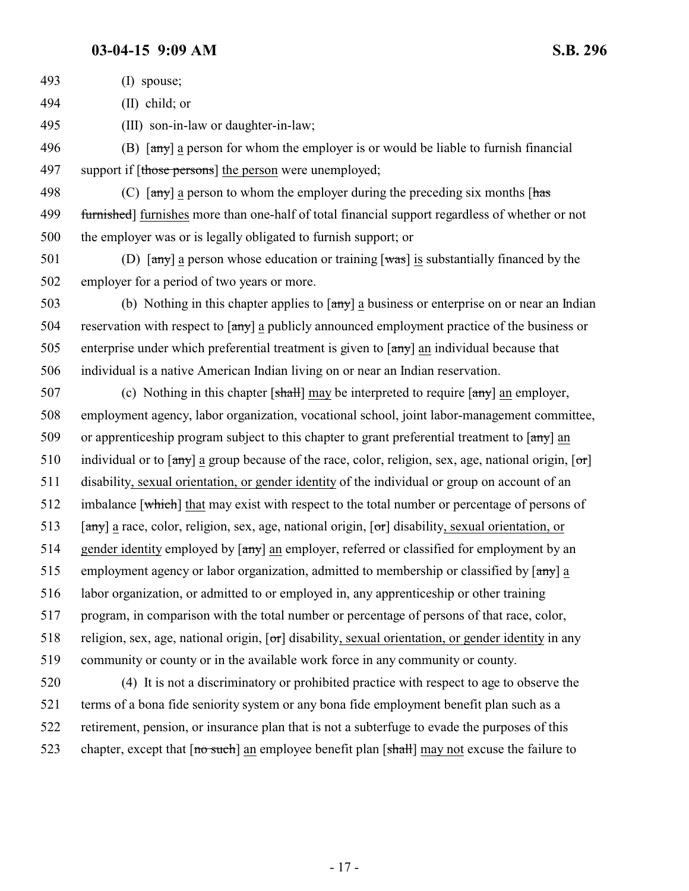493 (I) spouse;

494 (II) child; or

495 (III) son-in-law or daughter-in-law;

496 (B) [~~any~~] a person for whom the employer is or would be liable to furnish financial
497 support if [~~those persons~~] the person were unemployed;

498 (C) [~~any~~] a person to whom the employer during the preceding six months [~~has~~
499 ~~furnished~~] furnishes more than one-half of total financial support regardless of whether or not
500 the employer was or is legally obligated to furnish support; or

501 (D) [~~any~~] a person whose education or training [~~was~~] is substantially financed by the
502 employer for a period of two years or more.

503 (b) Nothing in this chapter applies to [~~any~~] a business or enterprise on or near an Indian
504 reservation with respect to [~~any~~] a publicly announced employment practice of the business or
505 enterprise under which preferential treatment is given to [~~any~~] an individual because that
506 individual is a native American Indian living on or near an Indian reservation.

507 (c) Nothing in this chapter [~~shall~~] may be interpreted to require [~~any~~] an employer,
508 employment agency, labor organization, vocational school, joint labor-management committee,
509 or apprenticeship program subject to this chapter to grant preferential treatment to [~~any~~] an
510 individual or to [~~any~~] a group because of the race, color, religion, sex, age, national origin, [~~or~~]
511 disability, sexual orientation, or gender identity of the individual or group on account of an
512 imbalance [~~which~~] that may exist with respect to the total number or percentage of persons of
513 [~~any~~] a race, color, religion, sex, age, national origin, [~~or~~] disability, sexual orientation, or
514 gender identity employed by [~~any~~] an employer, referred or classified for employment by an
515 employment agency or labor organization, admitted to membership or classified by [~~any~~] a
516 labor organization, or admitted to or employed in, any apprenticeship or other training
517 program, in comparison with the total number or percentage of persons of that race, color,
518 religion, sex, age, national origin, [~~or~~] disability, sexual orientation, or gender identity in any
519 community or county or in the available work force in any community or county.

520 (4) It is not a discriminatory or prohibited practice with respect to age to observe the
521 terms of a bona fide seniority system or any bona fide employment benefit plan such as a
522 retirement, pension, or insurance plan that is not a subterfuge to evade the purposes of this
523 chapter, except that [~~no such~~] an employee benefit plan [~~shall~~] may not excuse the failure to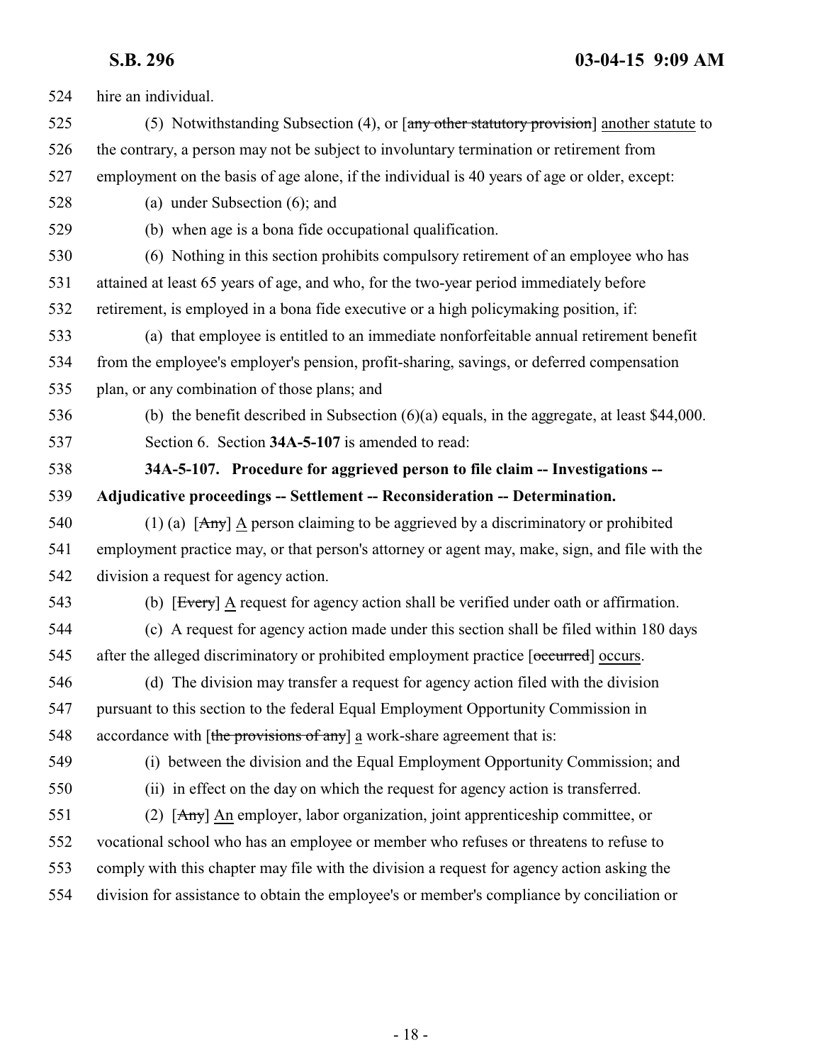hire an individual.

(5) Notwithstanding Subsection (4), or [~~any other statutory provision~~] another statute to the contrary, a person may not be subject to involuntary termination or retirement from employment on the basis of age alone, if the individual is 40 years of age or older, except:

(a) under Subsection (6); and

(b) when age is a bona fide occupational qualification.

(6) Nothing in this section prohibits compulsory retirement of an employee who has attained at least 65 years of age, and who, for the two-year period immediately before retirement, is employed in a bona fide executive or a high policymaking position, if:

(a) that employee is entitled to an immediate nonforfeitable annual retirement benefit from the employee's employer's pension, profit-sharing, savings, or deferred compensation plan, or any combination of those plans; and

(b) the benefit described in Subsection (6)(a) equals, in the aggregate, at least $44,000.

Section 6. Section **34A-5-107** is amended to read:

**34A-5-107. Procedure for aggrieved person to file claim -- Investigations -- Adjudicative proceedings -- Settlement -- Reconsideration -- Determination.**

(1) (a) [~~Any~~] A person claiming to be aggrieved by a discriminatory or prohibited employment practice may, or that person's attorney or agent may, make, sign, and file with the division a request for agency action.

(b) [~~Every~~] A request for agency action shall be verified under oath or affirmation.

(c) A request for agency action made under this section shall be filed within 180 days after the alleged discriminatory or prohibited employment practice [~~occurred~~] occurs.

(d) The division may transfer a request for agency action filed with the division pursuant to this section to the federal Equal Employment Opportunity Commission in accordance with [~~the provisions of any~~] a work-share agreement that is:

(i) between the division and the Equal Employment Opportunity Commission; and

(ii) in effect on the day on which the request for agency action is transferred.

(2) [~~Any~~] An employer, labor organization, joint apprenticeship committee, or vocational school who has an employee or member who refuses or threatens to refuse to comply with this chapter may file with the division a request for agency action asking the division for assistance to obtain the employee's or member's compliance by conciliation or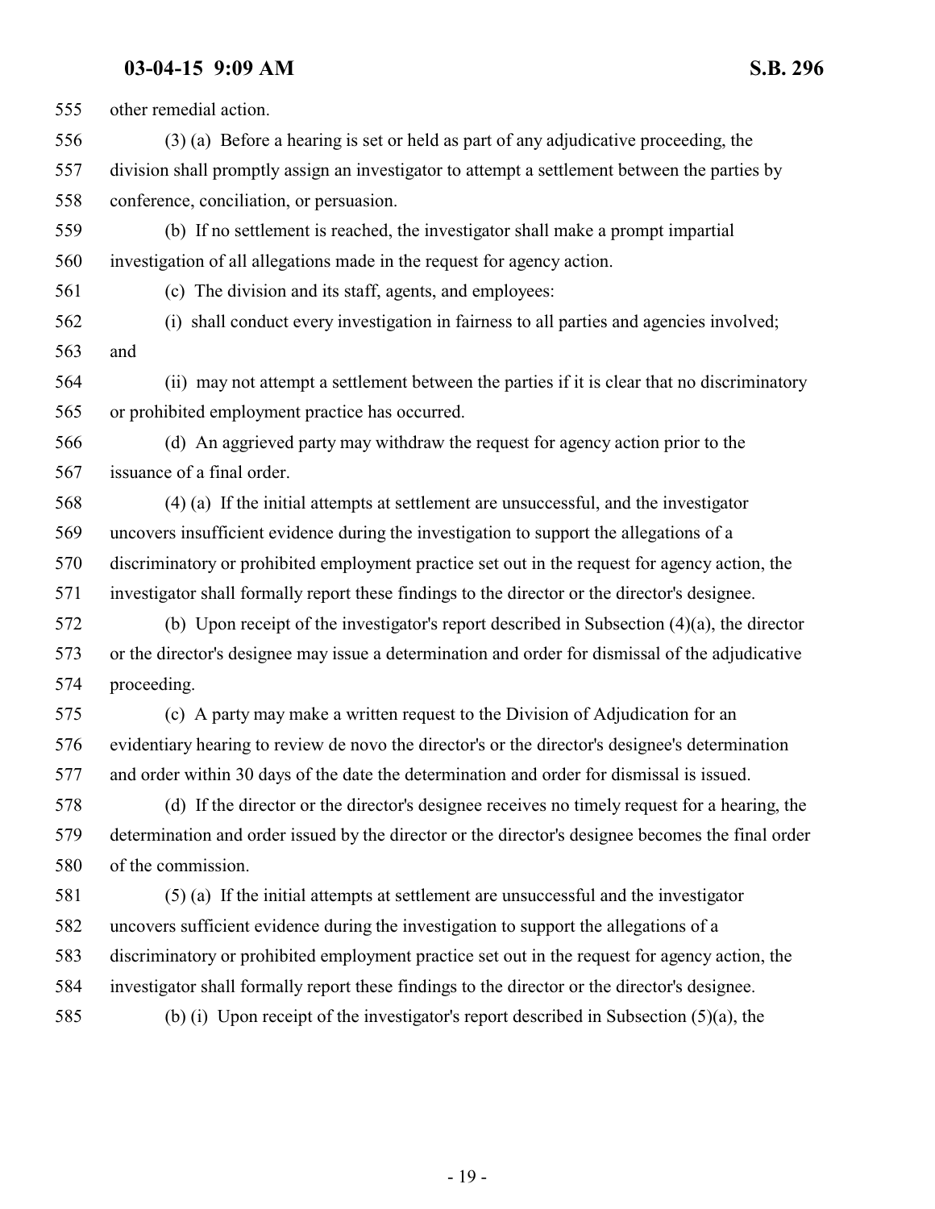other remedial action.

(3) (a) Before a hearing is set or held as part of any adjudicative proceeding, the division shall promptly assign an investigator to attempt a settlement between the parties by conference, conciliation, or persuasion.

(b) If no settlement is reached, the investigator shall make a prompt impartial investigation of all allegations made in the request for agency action.

(c) The division and its staff, agents, and employees:

(i) shall conduct every investigation in fairness to all parties and agencies involved; and

(ii) may not attempt a settlement between the parties if it is clear that no discriminatory or prohibited employment practice has occurred.

(d) An aggrieved party may withdraw the request for agency action prior to the issuance of a final order.

(4) (a) If the initial attempts at settlement are unsuccessful, and the investigator uncovers insufficient evidence during the investigation to support the allegations of a discriminatory or prohibited employment practice set out in the request for agency action, the investigator shall formally report these findings to the director or the director's designee.

(b) Upon receipt of the investigator's report described in Subsection (4)(a), the director or the director's designee may issue a determination and order for dismissal of the adjudicative proceeding.

(c) A party may make a written request to the Division of Adjudication for an evidentiary hearing to review de novo the director's or the director's designee's determination and order within 30 days of the date the determination and order for dismissal is issued.

(d) If the director or the director's designee receives no timely request for a hearing, the determination and order issued by the director or the director's designee becomes the final order of the commission.

(5) (a) If the initial attempts at settlement are unsuccessful and the investigator uncovers sufficient evidence during the investigation to support the allegations of a discriminatory or prohibited employment practice set out in the request for agency action, the investigator shall formally report these findings to the director or the director's designee.

(b) (i) Upon receipt of the investigator's report described in Subsection (5)(a), the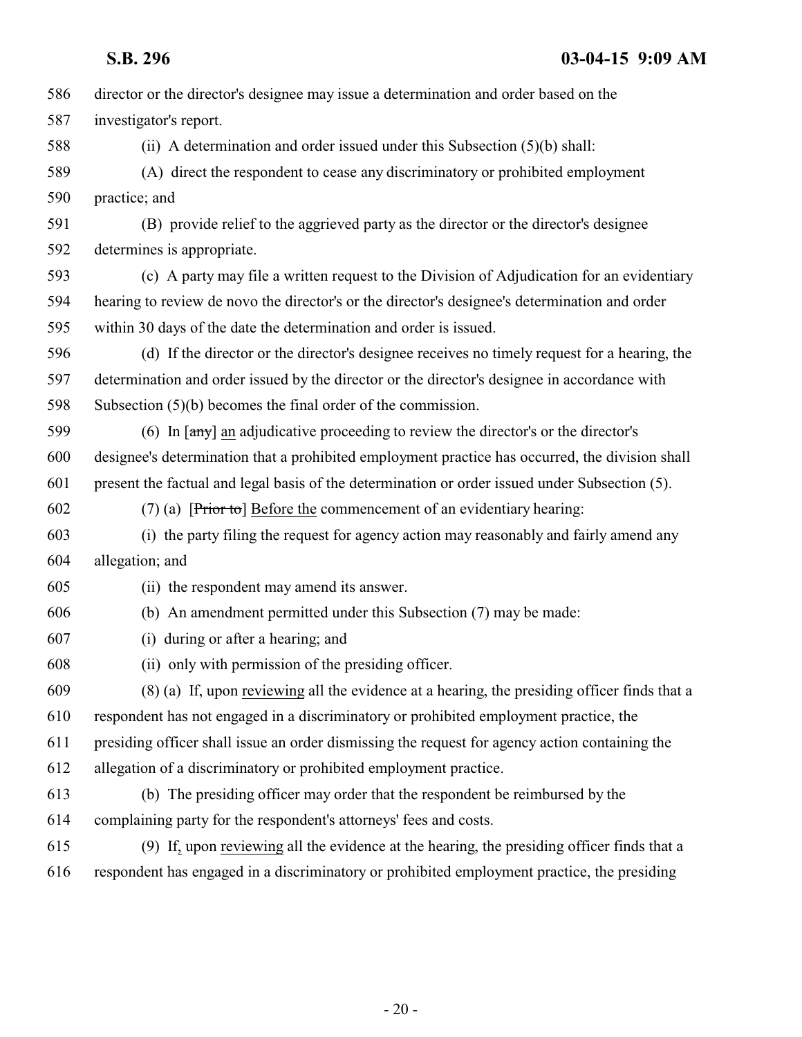586 director or the director's designee may issue a determination and order based on the
587 investigator's report.

588 (ii) A determination and order issued under this Subsection (5)(b) shall:

589 (A) direct the respondent to cease any discriminatory or prohibited employment
590 practice; and

591 (B) provide relief to the aggrieved party as the director or the director's designee
592 determines is appropriate.

593 (c) A party may file a written request to the Division of Adjudication for an evidentiary
594 hearing to review de novo the director's or the director's designee's determination and order
595 within 30 days of the date the determination and order is issued.

596 (d) If the director or the director's designee receives no timely request for a hearing, the
597 determination and order issued by the director or the director's designee in accordance with
598 Subsection (5)(b) becomes the final order of the commission.

599 (6) In [~~any~~] an adjudicative proceeding to review the director's or the director's
600 designee's determination that a prohibited employment practice has occurred, the division shall
601 present the factual and legal basis of the determination or order issued under Subsection (5).

602 (7) (a) [~~Prior to~~] Before the commencement of an evidentiary hearing:

603 (i) the party filing the request for agency action may reasonably and fairly amend any
604 allegation; and

605 (ii) the respondent may amend its answer.

606 (b) An amendment permitted under this Subsection (7) may be made:

607 (i) during or after a hearing; and

608 (ii) only with permission of the presiding officer.

609 (8) (a) If, upon reviewing all the evidence at a hearing, the presiding officer finds that a
610 respondent has not engaged in a discriminatory or prohibited employment practice, the
611 presiding officer shall issue an order dismissing the request for agency action containing the
612 allegation of a discriminatory or prohibited employment practice.

613 (b) The presiding officer may order that the respondent be reimbursed by the
614 complaining party for the respondent's attorneys' fees and costs.

615 (9) If, upon reviewing all the evidence at the hearing, the presiding officer finds that a
616 respondent has engaged in a discriminatory or prohibited employment practice, the presiding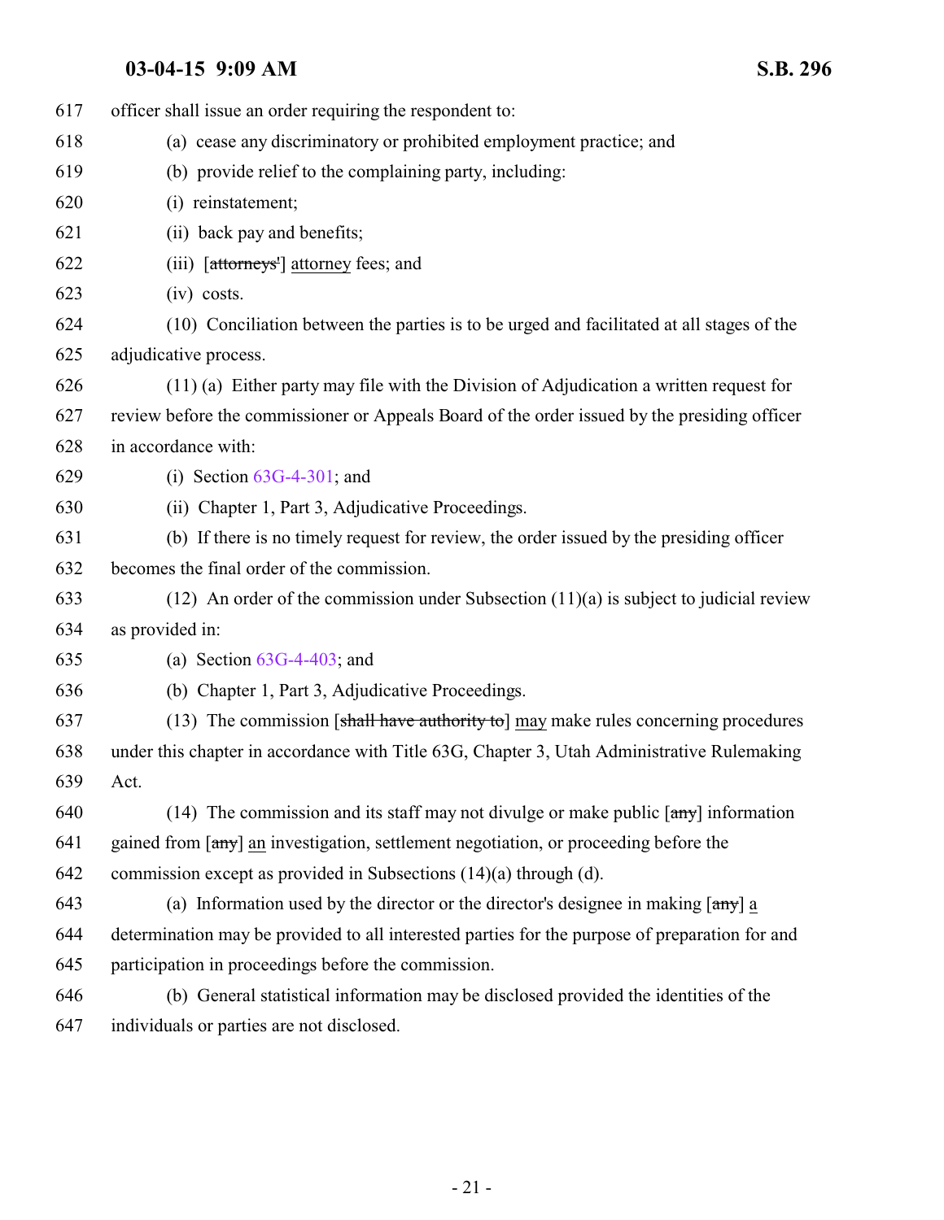officer shall issue an order requiring the respondent to:

(a) cease any discriminatory or prohibited employment practice; and

(b) provide relief to the complaining party, including:

(i) reinstatement;

(ii) back pay and benefits;

(iii) [~~attorneys'~~] attorney fees; and

(iv) costs.

(10) Conciliation between the parties is to be urged and facilitated at all stages of the adjudicative process.

(11) (a) Either party may file with the Division of Adjudication a written request for review before the commissioner or Appeals Board of the order issued by the presiding officer in accordance with:

(i) Section 63G-4-301; and

(ii) Chapter 1, Part 3, Adjudicative Proceedings.

(b) If there is no timely request for review, the order issued by the presiding officer becomes the final order of the commission.

(12) An order of the commission under Subsection (11)(a) is subject to judicial review as provided in:

(a) Section 63G-4-403; and

(b) Chapter 1, Part 3, Adjudicative Proceedings.

(13) The commission [~~shall have authority to~~] may make rules concerning procedures under this chapter in accordance with Title 63G, Chapter 3, Utah Administrative Rulemaking Act.

(14) The commission and its staff may not divulge or make public [~~any~~] information gained from [~~any~~] an investigation, settlement negotiation, or proceeding before the commission except as provided in Subsections (14)(a) through (d).

(a) Information used by the director or the director's designee in making [~~any~~] a determination may be provided to all interested parties for the purpose of preparation for and participation in proceedings before the commission.

(b) General statistical information may be disclosed provided the identities of the individuals or parties are not disclosed.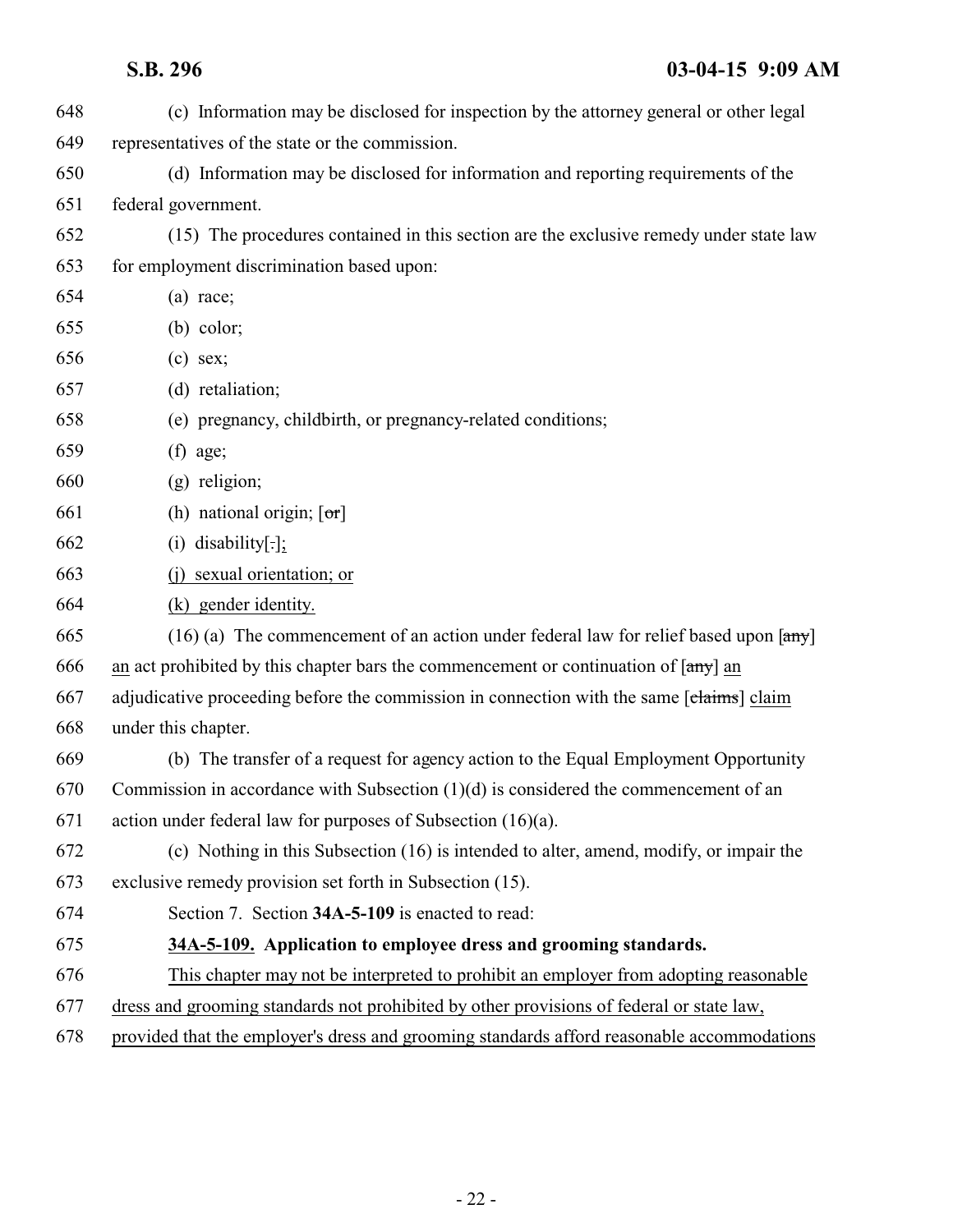(c) Information may be disclosed for inspection by the attorney general or other legal representatives of the state or the commission.

(d) Information may be disclosed for information and reporting requirements of the federal government.

(15) The procedures contained in this section are the exclusive remedy under state law for employment discrimination based upon:

(a) race;

(b) color;

(c) sex;

(d) retaliation;

(e) pregnancy, childbirth, or pregnancy-related conditions;

(f) age;

(g) religion;

(h) national origin; [~~or~~]

(i) disability[~~.~~]<u>;</u>

<u>(j) sexual orientation; or</u>

<u>(k) gender identity.</u>

(16) (a) The commencement of an action under federal law for relief based upon [~~any~~] <u>an</u> act prohibited by this chapter bars the commencement or continuation of [~~any~~] <u>an</u> adjudicative proceeding before the commission in connection with the same [~~claims~~] <u>claim</u> under this chapter.

(b) The transfer of a request for agency action to the Equal Employment Opportunity Commission in accordance with Subsection (1)(d) is considered the commencement of an action under federal law for purposes of Subsection (16)(a).

(c) Nothing in this Subsection (16) is intended to alter, amend, modify, or impair the exclusive remedy provision set forth in Subsection (15).

Section 7. Section **34A-5-109** is enacted to read:

**<u>34A-5-109.</u> <u>Application to employee dress and grooming standards.</u>**

<u>This chapter may not be interpreted to prohibit an employer from adopting reasonable dress and grooming standards not prohibited by other provisions of federal or state law, provided that the employer's dress and grooming standards afford reasonable accommodations</u>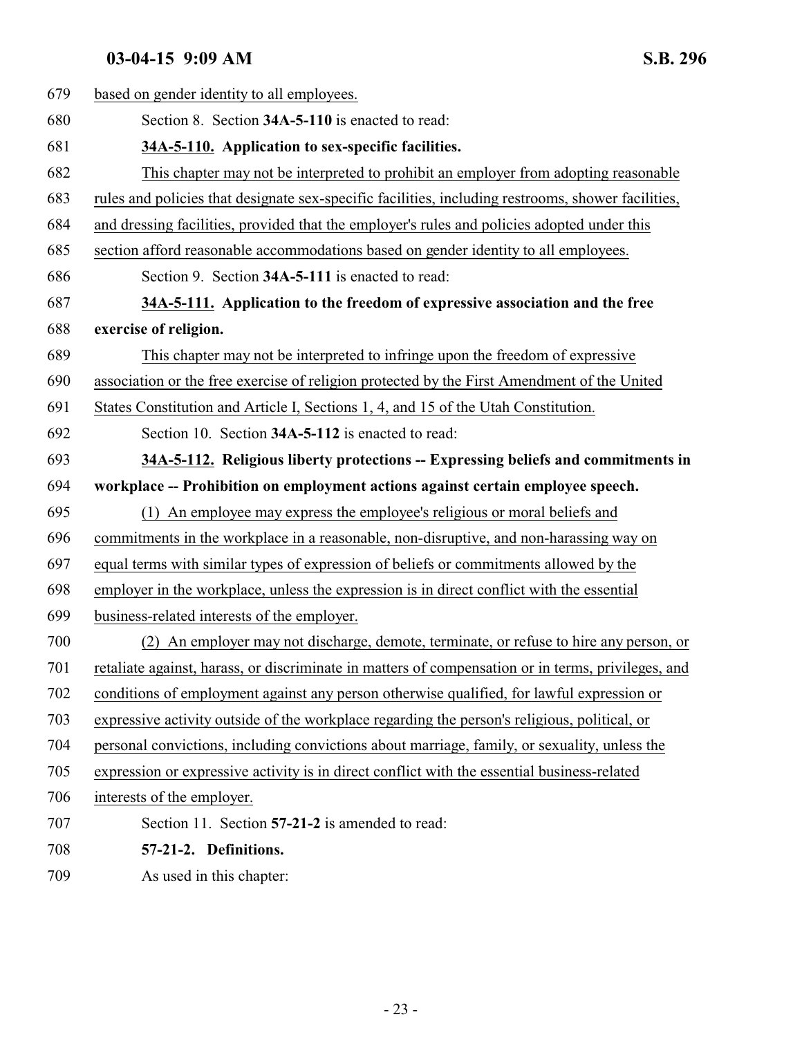based on gender identity to all employees.

Section 8. Section **34A-5-110** is enacted to read:

**34A-5-110. Application to sex-specific facilities.**

This chapter may not be interpreted to prohibit an employer from adopting reasonable rules and policies that designate sex-specific facilities, including restrooms, shower facilities, and dressing facilities, provided that the employer's rules and policies adopted under this section afford reasonable accommodations based on gender identity to all employees.

Section 9. Section **34A-5-111** is enacted to read:

**34A-5-111. Application to the freedom of expressive association and the free exercise of religion.**

This chapter may not be interpreted to infringe upon the freedom of expressive association or the free exercise of religion protected by the First Amendment of the United States Constitution and Article I, Sections 1, 4, and 15 of the Utah Constitution.

Section 10. Section **34A-5-112** is enacted to read:

**34A-5-112. Religious liberty protections -- Expressing beliefs and commitments in workplace -- Prohibition on employment actions against certain employee speech.**

(1) An employee may express the employee's religious or moral beliefs and commitments in the workplace in a reasonable, non-disruptive, and non-harassing way on equal terms with similar types of expression of beliefs or commitments allowed by the employer in the workplace, unless the expression is in direct conflict with the essential business-related interests of the employer.

(2) An employer may not discharge, demote, terminate, or refuse to hire any person, or retaliate against, harass, or discriminate in matters of compensation or in terms, privileges, and conditions of employment against any person otherwise qualified, for lawful expression or expressive activity outside of the workplace regarding the person's religious, political, or personal convictions, including convictions about marriage, family, or sexuality, unless the expression or expressive activity is in direct conflict with the essential business-related interests of the employer.

Section 11. Section **57-21-2** is amended to read:

**57-21-2. Definitions.**

As used in this chapter: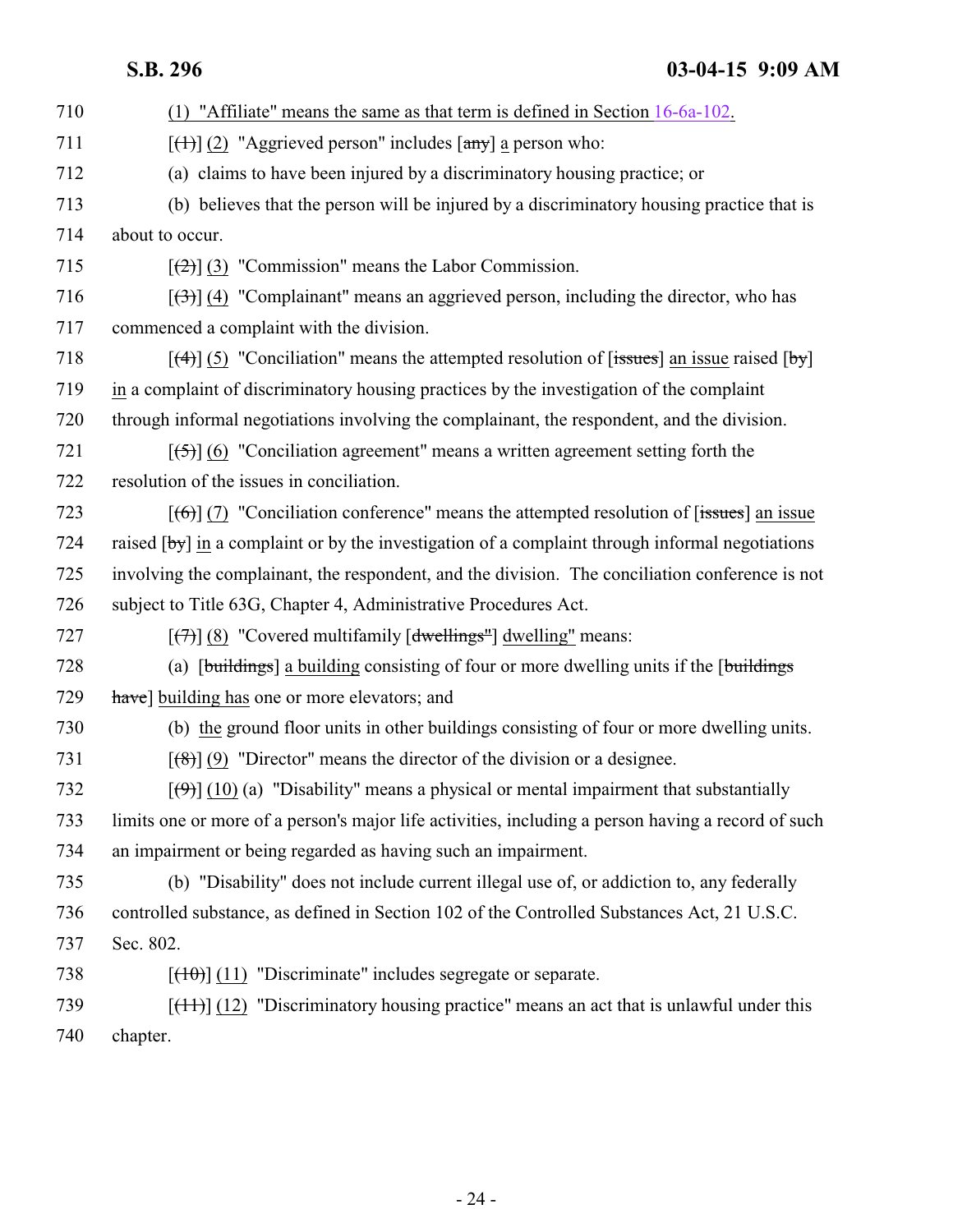710 (1) "Affiliate" means the same as that term is defined in Section 16-6a-102.

711 [(1)] (2) "Aggrieved person" includes [any] a person who:

712 (a) claims to have been injured by a discriminatory housing practice; or

713 (b) believes that the person will be injured by a discriminatory housing practice that is

714 about to occur.

715 [(2)] (3) "Commission" means the Labor Commission.

716 [(3)] (4) "Complainant" means an aggrieved person, including the director, who has

717 commenced a complaint with the division.

718 [(4)] (5) "Conciliation" means the attempted resolution of [issues] an issue raised [by]

719 in a complaint of discriminatory housing practices by the investigation of the complaint

720 through informal negotiations involving the complainant, the respondent, and the division.

721 [(5)] (6) "Conciliation agreement" means a written agreement setting forth the

722 resolution of the issues in conciliation.

723 [(6)] (7) "Conciliation conference" means the attempted resolution of [issues] an issue

724 raised [by] in a complaint or by the investigation of a complaint through informal negotiations

725 involving the complainant, the respondent, and the division. The conciliation conference is not

726 subject to Title 63G, Chapter 4, Administrative Procedures Act.

727 [(7)] (8) "Covered multifamily [dwellings"] dwelling" means:

728 (a) [buildings] a building consisting of four or more dwelling units if the [buildings

729 have] building has one or more elevators; and

730 (b) the ground floor units in other buildings consisting of four or more dwelling units.

731 [(8)] (9) "Director" means the director of the division or a designee.

732 [(9)] (10) (a) "Disability" means a physical or mental impairment that substantially

733 limits one or more of a person's major life activities, including a person having a record of such

734 an impairment or being regarded as having such an impairment.

735 (b) "Disability" does not include current illegal use of, or addiction to, any federally

736 controlled substance, as defined in Section 102 of the Controlled Substances Act, 21 U.S.C.

737 Sec. 802.

738 [(10)] (11) "Discriminate" includes segregate or separate.

739 [(11)] (12) "Discriminatory housing practice" means an act that is unlawful under this

740 chapter.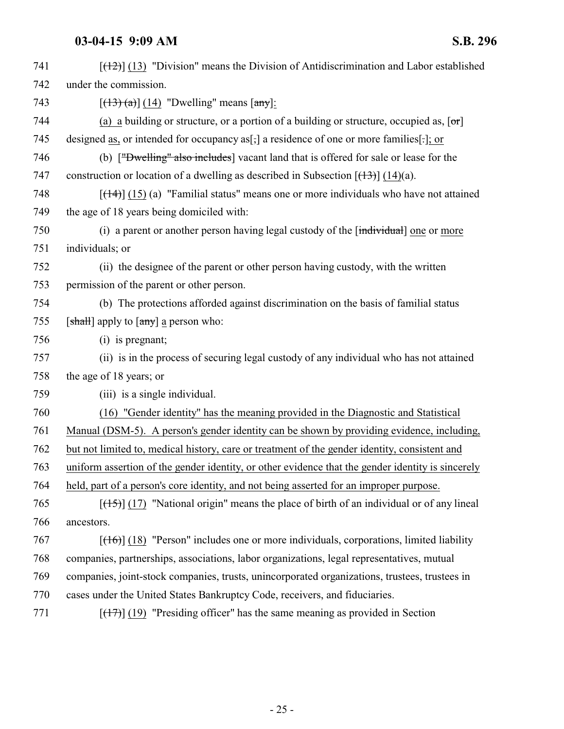741 [(12)] (13) "Division" means the Division of Antidiscrimination and Labor established
742 under the commission.

743 [(13) (a)] (14) "Dwelling" means [any]:

744 (a) a building or structure, or a portion of a building or structure, occupied as, [or]
745 designed as, or intended for occupancy as[,] a residence of one or more families[.]; or

746 (b) ["Dwelling" also includes] vacant land that is offered for sale or lease for the
747 construction or location of a dwelling as described in Subsection [(13)] (14)(a).

748 [(14)] (15) (a) "Familial status" means one or more individuals who have not attained
749 the age of 18 years being domiciled with:

750 (i) a parent or another person having legal custody of the [individual] one or more
751 individuals; or

752 (ii) the designee of the parent or other person having custody, with the written
753 permission of the parent or other person.

754 (b) The protections afforded against discrimination on the basis of familial status
755 [shall] apply to [any] a person who:

756 (i) is pregnant;

757 (ii) is in the process of securing legal custody of any individual who has not attained
758 the age of 18 years; or

759 (iii) is a single individual.

760 (16) "Gender identity" has the meaning provided in the Diagnostic and Statistical
761 Manual (DSM-5). A person's gender identity can be shown by providing evidence, including,
762 but not limited to, medical history, care or treatment of the gender identity, consistent and
763 uniform assertion of the gender identity, or other evidence that the gender identity is sincerely
764 held, part of a person's core identity, and not being asserted for an improper purpose.

765 [(15)] (17) "National origin" means the place of birth of an individual or of any lineal
766 ancestors.

767 [(16)] (18) "Person" includes one or more individuals, corporations, limited liability
768 companies, partnerships, associations, labor organizations, legal representatives, mutual
769 companies, joint-stock companies, trusts, unincorporated organizations, trustees, trustees in
770 cases under the United States Bankruptcy Code, receivers, and fiduciaries.

771 [(17)] (19) "Presiding officer" has the same meaning as provided in Section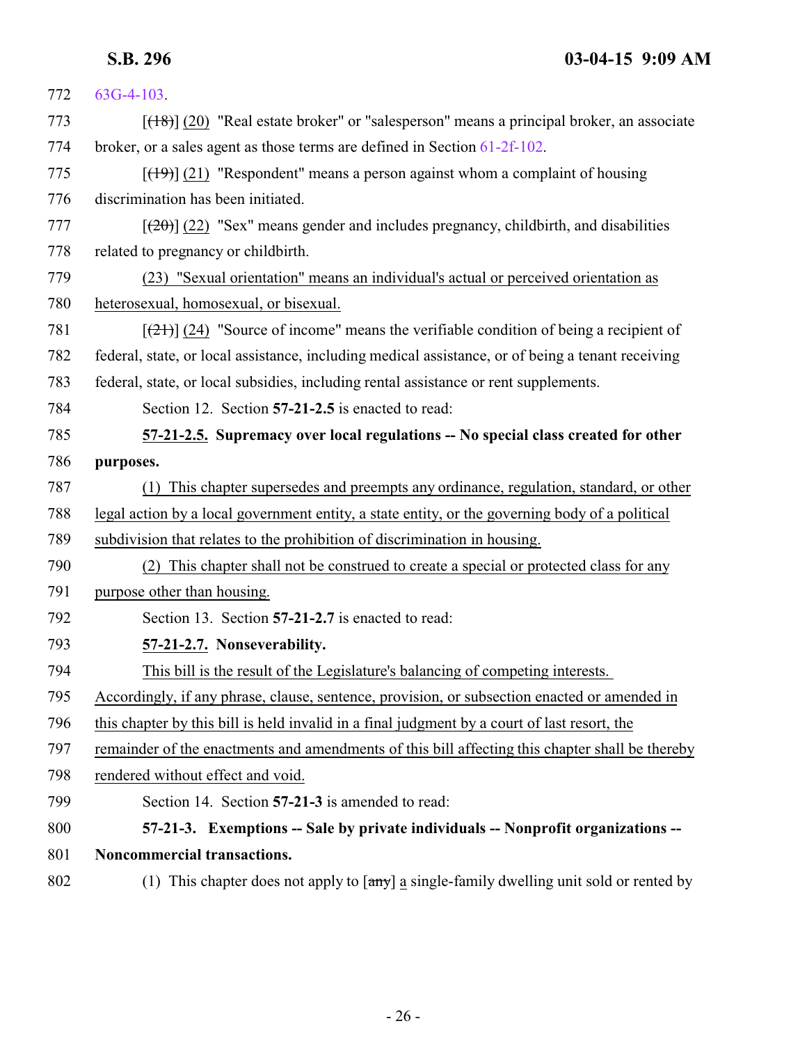63G-4-103.

[~~(18)~~] (20) "Real estate broker" or "salesperson" means a principal broker, an associate broker, or a sales agent as those terms are defined in Section 61-2f-102.

[~~(19)~~] (21) "Respondent" means a person against whom a complaint of housing discrimination has been initiated.

[~~(20)~~] (22) "Sex" means gender and includes pregnancy, childbirth, and disabilities related to pregnancy or childbirth.

<u>(23) "Sexual orientation" means an individual's actual or perceived orientation as heterosexual, homosexual, or bisexual.</u>

[~~(21)~~] (24) "Source of income" means the verifiable condition of being a recipient of federal, state, or local assistance, including medical assistance, or of being a tenant receiving federal, state, or local subsidies, including rental assistance or rent supplements.

Section 12. Section **57-21-2.5** is enacted to read:

**<u>57-21-2.5.</u> Supremacy over local regulations -- No special class created for other purposes.**

<u>(1) This chapter supersedes and preempts any ordinance, regulation, standard, or other legal action by a local government entity, a state entity, or the governing body of a political subdivision that relates to the prohibition of discrimination in housing.</u>

<u>(2) This chapter shall not be construed to create a special or protected class for any purpose other than housing.</u>

Section 13. Section **57-21-2.7** is enacted to read:

**<u>57-21-2.7.</u> Nonseverability.**

<u>This bill is the result of the Legislature's balancing of competing interests. Accordingly, if any phrase, clause, sentence, provision, or subsection enacted or amended in this chapter by this bill is held invalid in a final judgment by a court of last resort, the remainder of the enactments and amendments of this bill affecting this chapter shall be thereby rendered without effect and void.</u>

Section 14. Section **57-21-3** is amended to read:

**57-21-3. Exemptions -- Sale by private individuals -- Nonprofit organizations -- Noncommercial transactions.**

(1) This chapter does not apply to [~~any~~] <u>a</u> single-family dwelling unit sold or rented by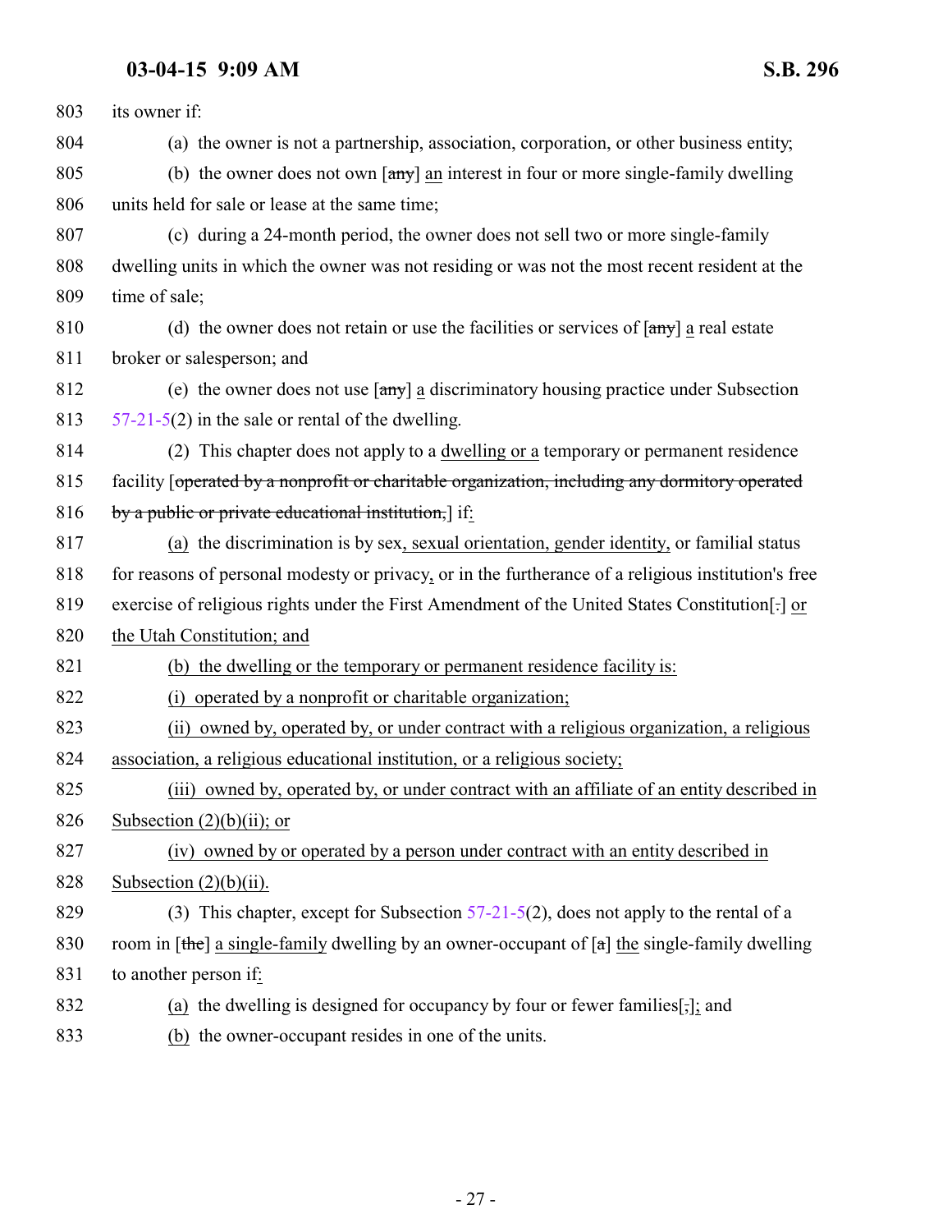803 its owner if:

804 (a) the owner is not a partnership, association, corporation, or other business entity;

805 (b) the owner does not own [~~any~~] an interest in four or more single-family dwelling

806 units held for sale or lease at the same time;

807 (c) during a 24-month period, the owner does not sell two or more single-family

808 dwelling units in which the owner was not residing or was not the most recent resident at the

809 time of sale;

810 (d) the owner does not retain or use the facilities or services of [~~any~~] a real estate

811 broker or salesperson; and

812 (e) the owner does not use [~~any~~] a discriminatory housing practice under Subsection

813 57-21-5(2) in the sale or rental of the dwelling.

814 (2) This chapter does not apply to a dwelling or a temporary or permanent residence

815 facility [~~operated by a nonprofit or charitable organization, including any dormitory operated~~

816 ~~by a public or private educational institution,~~] if:

817 (a) the discrimination is by sex, sexual orientation, gender identity, or familial status

818 for reasons of personal modesty or privacy, or in the furtherance of a religious institution's free

819 exercise of religious rights under the First Amendment of the United States Constitution[~~.~~] or

820 the Utah Constitution; and

821 (b) the dwelling or the temporary or permanent residence facility is:

822 (i) operated by a nonprofit or charitable organization;

823 (ii) owned by, operated by, or under contract with a religious organization, a religious

824 association, a religious educational institution, or a religious society;

825 (iii) owned by, operated by, or under contract with an affiliate of an entity described in

826 Subsection (2)(b)(ii); or

827 (iv) owned by or operated by a person under contract with an entity described in

828 Subsection (2)(b)(ii).

829 (3) This chapter, except for Subsection 57-21-5(2), does not apply to the rental of a

830 room in [~~the~~] a single-family dwelling by an owner-occupant of [~~a~~] the single-family dwelling

831 to another person if:

832 (a) the dwelling is designed for occupancy by four or fewer families[~~,~~]; and

833 (b) the owner-occupant resides in one of the units.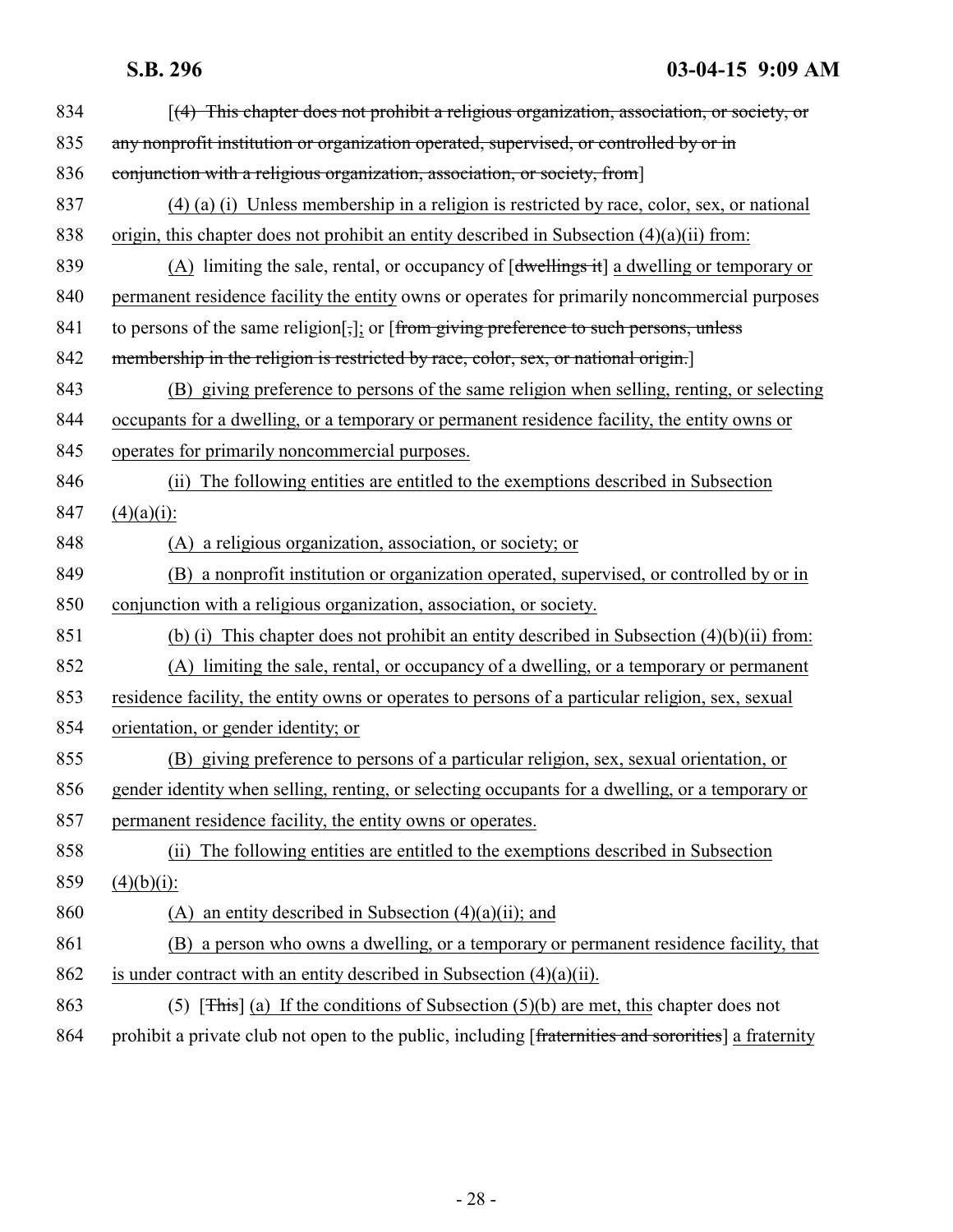834 [~~(4) This chapter does not prohibit a religious organization, association, or society, or~~
835 ~~any nonprofit institution or organization operated, supervised, or controlled by or in~~
836 ~~conjunction with a religious organization, association, or society, from~~]
837 (4) (a) (i) Unless membership in a religion is restricted by race, color, sex, or national
838 origin, this chapter does not prohibit an entity described in Subsection (4)(a)(ii) from:
839 (A) limiting the sale, rental, or occupancy of [~~dwellings it~~] a dwelling or temporary or
840 permanent residence facility the entity owns or operates for primarily noncommercial purposes
841 to persons of the same religion[~~,~~]; or [~~from giving preference to such persons, unless~~
842 ~~membership in the religion is restricted by race, color, sex, or national origin.~~]
843 (B) giving preference to persons of the same religion when selling, renting, or selecting
844 occupants for a dwelling, or a temporary or permanent residence facility, the entity owns or
845 operates for primarily noncommercial purposes.
846 (ii) The following entities are entitled to the exemptions described in Subsection
847 (4)(a)(i):
848 (A) a religious organization, association, or society; or
849 (B) a nonprofit institution or organization operated, supervised, or controlled by or in
850 conjunction with a religious organization, association, or society.
851 (b) (i) This chapter does not prohibit an entity described in Subsection (4)(b)(ii) from:
852 (A) limiting the sale, rental, or occupancy of a dwelling, or a temporary or permanent
853 residence facility, the entity owns or operates to persons of a particular religion, sex, sexual
854 orientation, or gender identity; or
855 (B) giving preference to persons of a particular religion, sex, sexual orientation, or
856 gender identity when selling, renting, or selecting occupants for a dwelling, or a temporary or
857 permanent residence facility, the entity owns or operates.
858 (ii) The following entities are entitled to the exemptions described in Subsection
859 (4)(b)(i):
860 (A) an entity described in Subsection (4)(a)(ii); and
861 (B) a person who owns a dwelling, or a temporary or permanent residence facility, that
862 is under contract with an entity described in Subsection (4)(a)(ii).
863 (5) [~~This~~] (a) If the conditions of Subsection (5)(b) are met, this chapter does not
864 prohibit a private club not open to the public, including [~~fraternities and sororities~~] a fraternity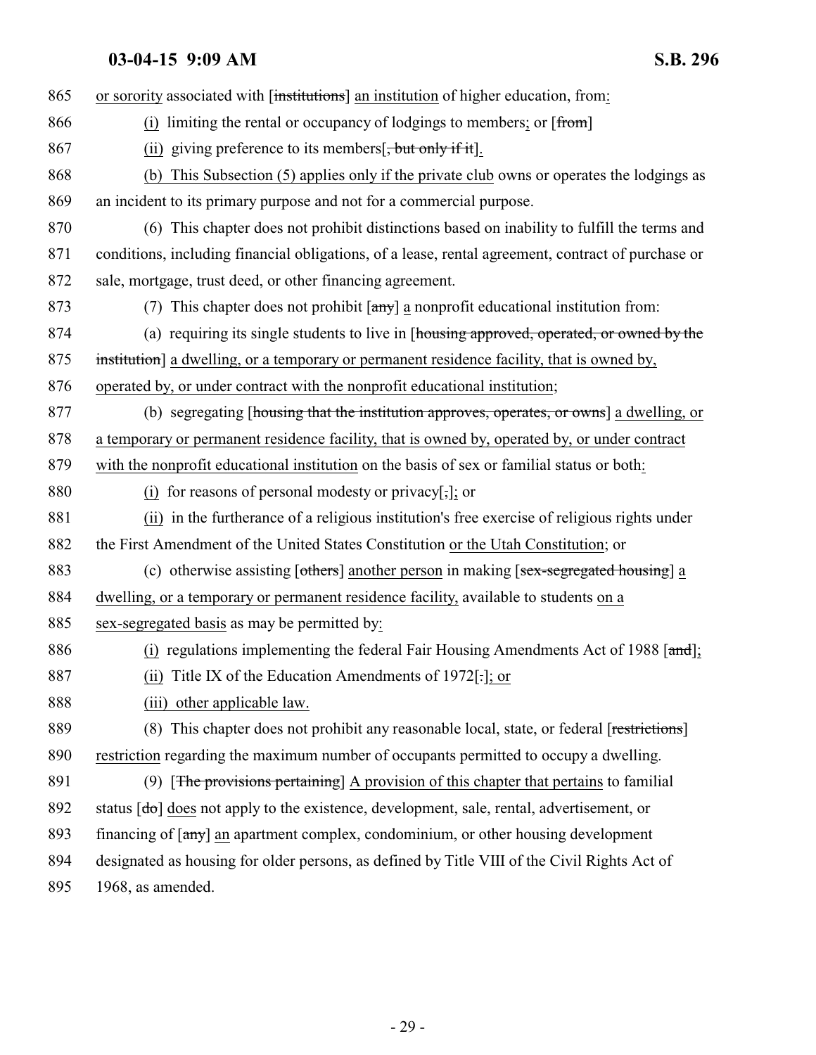865 or sorority associated with [institutions] an institution of higher education, from:

866 (i) limiting the rental or occupancy of lodgings to members; or [from]

867 (ii) giving preference to its members[, but only if it].

868 (b) This Subsection (5) applies only if the private club owns or operates the lodgings as

869 an incident to its primary purpose and not for a commercial purpose.

870 (6) This chapter does not prohibit distinctions based on inability to fulfill the terms and

871 conditions, including financial obligations, of a lease, rental agreement, contract of purchase or

872 sale, mortgage, trust deed, or other financing agreement.

873 (7) This chapter does not prohibit [any] a nonprofit educational institution from:

874 (a) requiring its single students to live in [housing approved, operated, or owned by the

875 institution] a dwelling, or a temporary or permanent residence facility, that is owned by,

876 operated by, or under contract with the nonprofit educational institution;

877 (b) segregating [housing that the institution approves, operates, or owns] a dwelling, or

878 a temporary or permanent residence facility, that is owned by, operated by, or under contract

879 with the nonprofit educational institution on the basis of sex or familial status or both:

880 (i) for reasons of personal modesty or privacy[,]; or

881 (ii) in the furtherance of a religious institution's free exercise of religious rights under

882 the First Amendment of the United States Constitution or the Utah Constitution; or

883 (c) otherwise assisting [others] another person in making [sex-segregated housing] a

884 dwelling, or a temporary or permanent residence facility, available to students on a

885 sex-segregated basis as may be permitted by:

886 (i) regulations implementing the federal Fair Housing Amendments Act of 1988 [and];

887 (ii) Title IX of the Education Amendments of 1972[.]; or

888 (iii) other applicable law.

889 (8) This chapter does not prohibit any reasonable local, state, or federal [restrictions]

890 restriction regarding the maximum number of occupants permitted to occupy a dwelling.

891 (9) [The provisions pertaining] A provision of this chapter that pertains to familial

892 status [do] does not apply to the existence, development, sale, rental, advertisement, or

893 financing of [any] an apartment complex, condominium, or other housing development

894 designated as housing for older persons, as defined by Title VIII of the Civil Rights Act of

895 1968, as amended.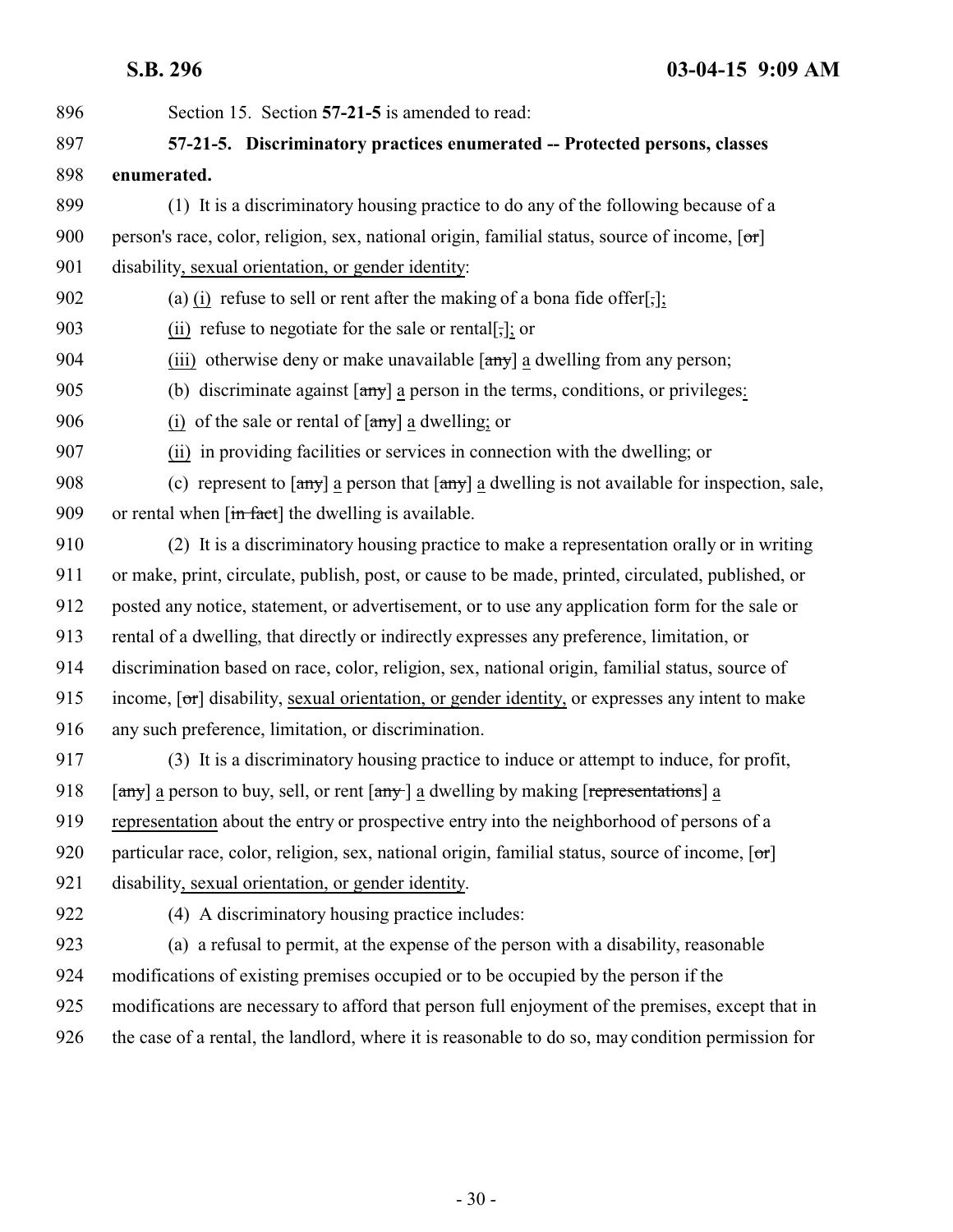Section 15. Section **57-21-5** is amended to read:

**57-21-5. Discriminatory practices enumerated -- Protected persons, classes enumerated.**

(1) It is a discriminatory housing practice to do any of the following because of a person's race, color, religion, sex, national origin, familial status, source of income, [~~or~~] disability, sexual orientation, or gender identity:

(a) (i) refuse to sell or rent after the making of a bona fide offer[,];

(ii) refuse to negotiate for the sale or rental[,]; or

(iii) otherwise deny or make unavailable [~~any~~] a dwelling from any person;

(b) discriminate against [~~any~~] a person in the terms, conditions, or privileges:

(i) of the sale or rental of [~~any~~] a dwelling; or

(ii) in providing facilities or services in connection with the dwelling; or

(c) represent to [~~any~~] a person that [~~any~~] a dwelling is not available for inspection, sale, or rental when [~~in fact~~] the dwelling is available.

(2) It is a discriminatory housing practice to make a representation orally or in writing or make, print, circulate, publish, post, or cause to be made, printed, circulated, published, or posted any notice, statement, or advertisement, or to use any application form for the sale or rental of a dwelling, that directly or indirectly expresses any preference, limitation, or discrimination based on race, color, religion, sex, national origin, familial status, source of income, [~~or~~] disability, sexual orientation, or gender identity, or expresses any intent to make any such preference, limitation, or discrimination.

(3) It is a discriminatory housing practice to induce or attempt to induce, for profit, [~~any~~] a person to buy, sell, or rent [~~any~~ ] a dwelling by making [~~representations~~] a representation about the entry or prospective entry into the neighborhood of persons of a particular race, color, religion, sex, national origin, familial status, source of income, [~~or~~] disability, sexual orientation, or gender identity.

(4) A discriminatory housing practice includes:

(a) a refusal to permit, at the expense of the person with a disability, reasonable modifications of existing premises occupied or to be occupied by the person if the modifications are necessary to afford that person full enjoyment of the premises, except that in the case of a rental, the landlord, where it is reasonable to do so, may condition permission for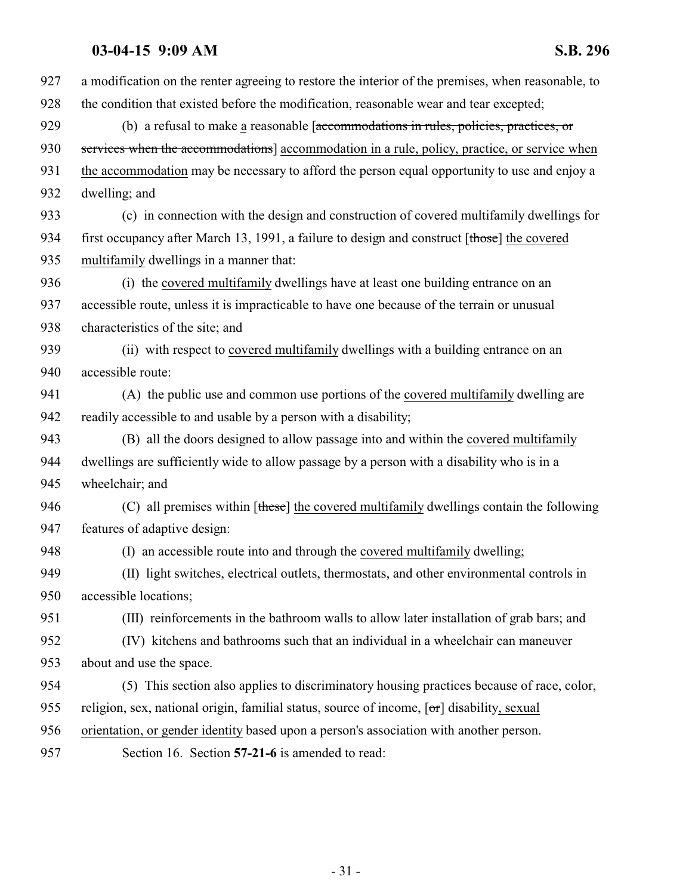a modification on the renter agreeing to restore the interior of the premises, when reasonable, to the condition that existed before the modification, reasonable wear and tear excepted;

(b) a refusal to make a reasonable [~~accommodations in rules, policies, practices, or services when the accommodations~~] accommodation in a rule, policy, practice, or service when the accommodation may be necessary to afford the person equal opportunity to use and enjoy a dwelling; and

(c) in connection with the design and construction of covered multifamily dwellings for first occupancy after March 13, 1991, a failure to design and construct [~~those~~] the covered multifamily dwellings in a manner that:

(i) the covered multifamily dwellings have at least one building entrance on an accessible route, unless it is impracticable to have one because of the terrain or unusual characteristics of the site; and

(ii) with respect to covered multifamily dwellings with a building entrance on an accessible route:

(A) the public use and common use portions of the covered multifamily dwelling are readily accessible to and usable by a person with a disability;

(B) all the doors designed to allow passage into and within the covered multifamily dwellings are sufficiently wide to allow passage by a person with a disability who is in a wheelchair; and

(C) all premises within [~~these~~] the covered multifamily dwellings contain the following features of adaptive design:

(I) an accessible route into and through the covered multifamily dwelling;

(II) light switches, electrical outlets, thermostats, and other environmental controls in accessible locations;

(III) reinforcements in the bathroom walls to allow later installation of grab bars; and

(IV) kitchens and bathrooms such that an individual in a wheelchair can maneuver about and use the space.

(5) This section also applies to discriminatory housing practices because of race, color, religion, sex, national origin, familial status, source of income, [~~or~~] disability, sexual orientation, or gender identity based upon a person's association with another person.

Section 16. Section **57-21-6** is amended to read: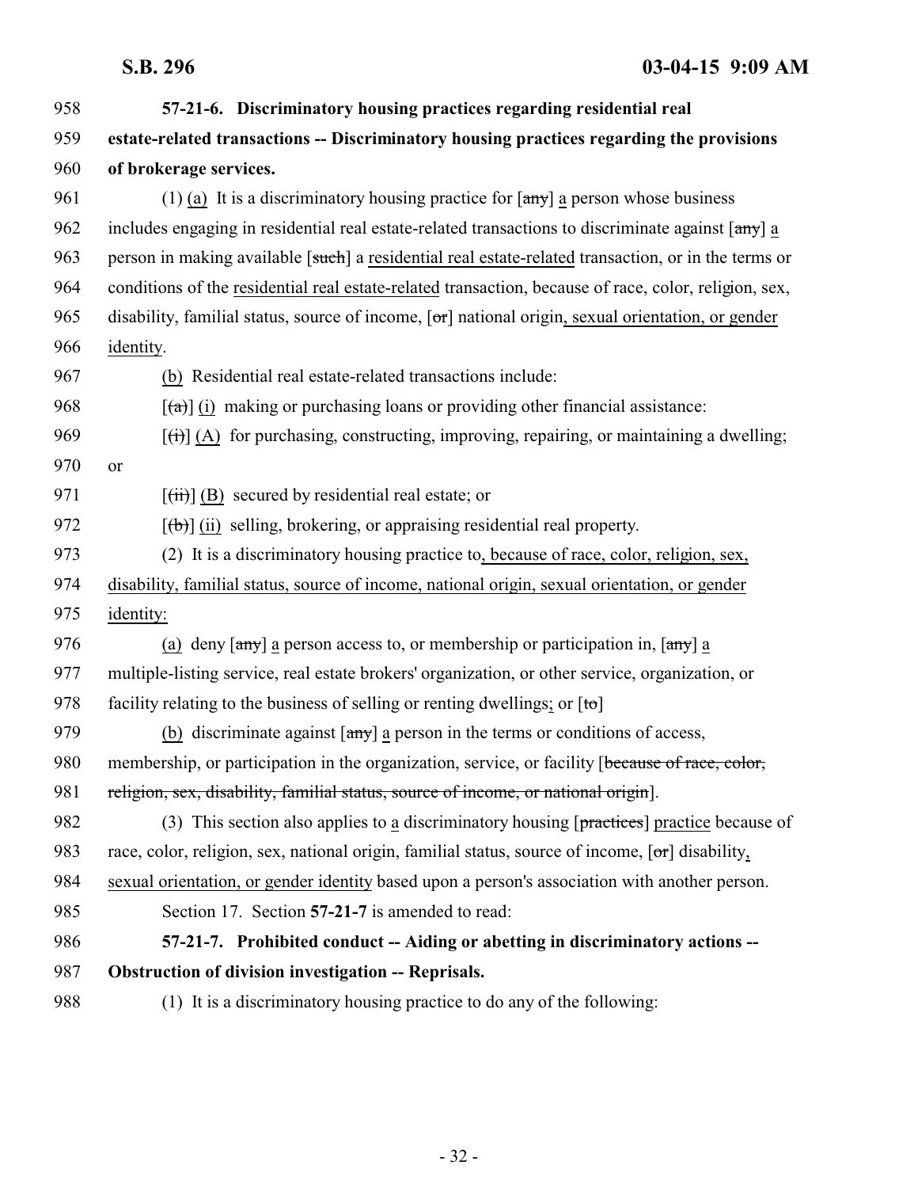**57-21-6. Discriminatory housing practices regarding residential real estate-related transactions -- Discriminatory housing practices regarding the provisions of brokerage services.**

(1) (a) It is a discriminatory housing practice for [~~any~~] a person whose business includes engaging in residential real estate-related transactions to discriminate against [~~any~~] a person in making available [~~such~~] a residential real estate-related transaction, or in the terms or conditions of the residential real estate-related transaction, because of race, color, religion, sex, disability, familial status, source of income, [~~or~~] national origin, sexual orientation, or gender identity.

(b) Residential real estate-related transactions include:

[~~(a)~~] (i) making or purchasing loans or providing other financial assistance:

[~~(i)~~] (A) for purchasing, constructing, improving, repairing, or maintaining a dwelling; or

[~~(ii)~~] (B) secured by residential real estate; or

[~~(b)~~] (ii) selling, brokering, or appraising residential real property.

(2) It is a discriminatory housing practice to, because of race, color, religion, sex, disability, familial status, source of income, national origin, sexual orientation, or gender identity:

(a) deny [~~any~~] a person access to, or membership or participation in, [~~any~~] a multiple-listing service, real estate brokers' organization, or other service, organization, or facility relating to the business of selling or renting dwellings; or [~~to~~]

(b) discriminate against [~~any~~] a person in the terms or conditions of access, membership, or participation in the organization, service, or facility [~~because of race, color, religion, sex, disability, familial status, source of income, or national origin~~].

(3) This section also applies to a discriminatory housing [~~practices~~] practice because of race, color, religion, sex, national origin, familial status, source of income, [~~or~~] disability, sexual orientation, or gender identity based upon a person's association with another person.

Section 17. Section **57-21-7** is amended to read:

**57-21-7. Prohibited conduct -- Aiding or abetting in discriminatory actions -- Obstruction of division investigation -- Reprisals.**

(1) It is a discriminatory housing practice to do any of the following: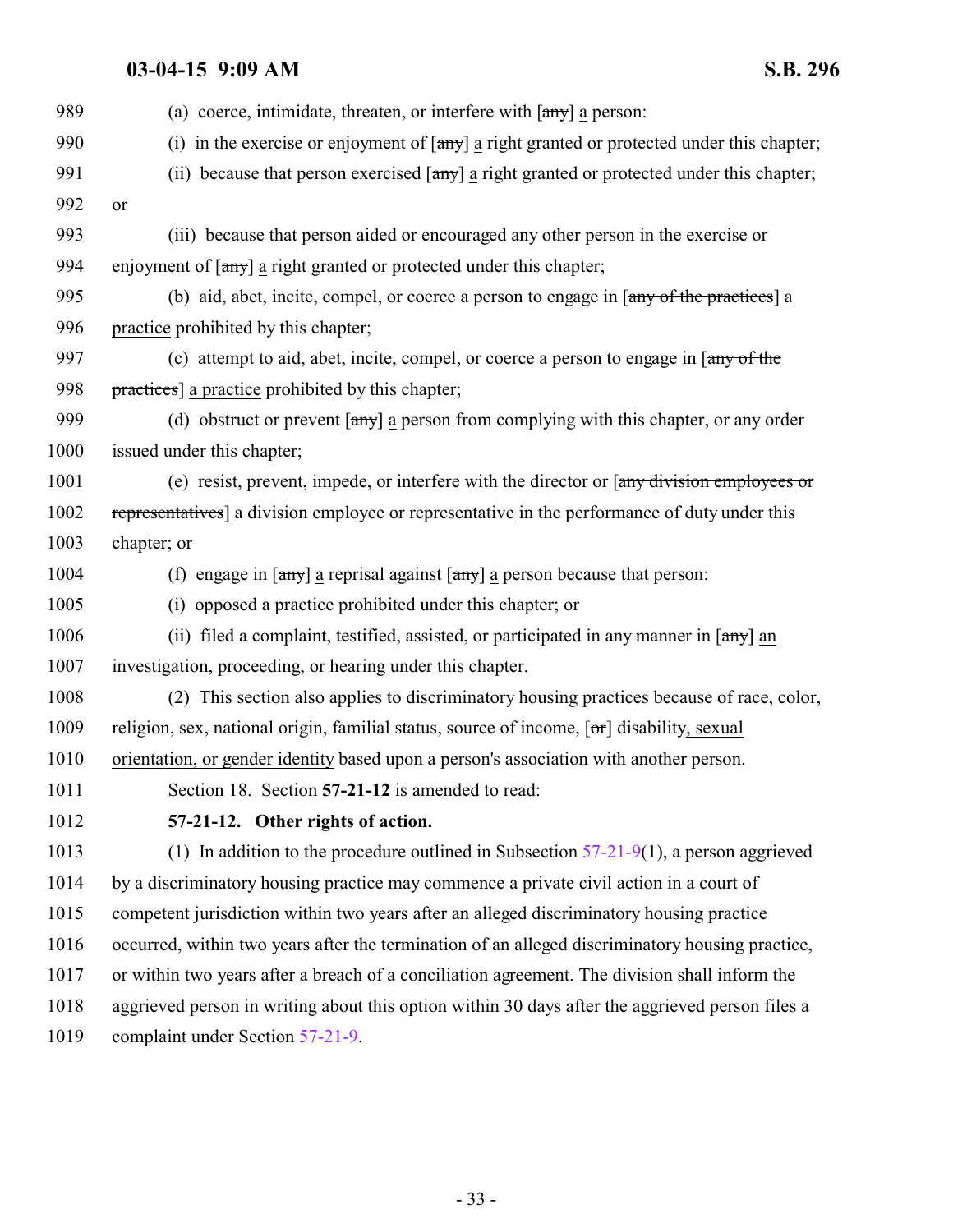(a) coerce, intimidate, threaten, or interfere with [~~any~~] a person:

(i) in the exercise or enjoyment of [~~any~~] a right granted or protected under this chapter;

(ii) because that person exercised [~~any~~] a right granted or protected under this chapter; or

(iii) because that person aided or encouraged any other person in the exercise or enjoyment of [~~any~~] a right granted or protected under this chapter;

(b) aid, abet, incite, compel, or coerce a person to engage in [~~any of the practices~~] a practice prohibited by this chapter;

(c) attempt to aid, abet, incite, compel, or coerce a person to engage in [~~any of the practices~~] a practice prohibited by this chapter;

(d) obstruct or prevent [~~any~~] a person from complying with this chapter, or any order issued under this chapter;

(e) resist, prevent, impede, or interfere with the director or [~~any division employees or representatives~~] a division employee or representative in the performance of duty under this chapter; or

(f) engage in [~~any~~] a reprisal against [~~any~~] a person because that person:

(i) opposed a practice prohibited under this chapter; or

(ii) filed a complaint, testified, assisted, or participated in any manner in [~~any~~] an investigation, proceeding, or hearing under this chapter.

(2) This section also applies to discriminatory housing practices because of race, color, religion, sex, national origin, familial status, source of income, [~~or~~] disability, sexual orientation, or gender identity based upon a person's association with another person.

Section 18. Section **57-21-12** is amended to read:

**57-21-12. Other rights of action.**

(1) In addition to the procedure outlined in Subsection 57-21-9(1), a person aggrieved by a discriminatory housing practice may commence a private civil action in a court of competent jurisdiction within two years after an alleged discriminatory housing practice occurred, within two years after the termination of an alleged discriminatory housing practice, or within two years after a breach of a conciliation agreement. The division shall inform the aggrieved person in writing about this option within 30 days after the aggrieved person files a complaint under Section 57-21-9.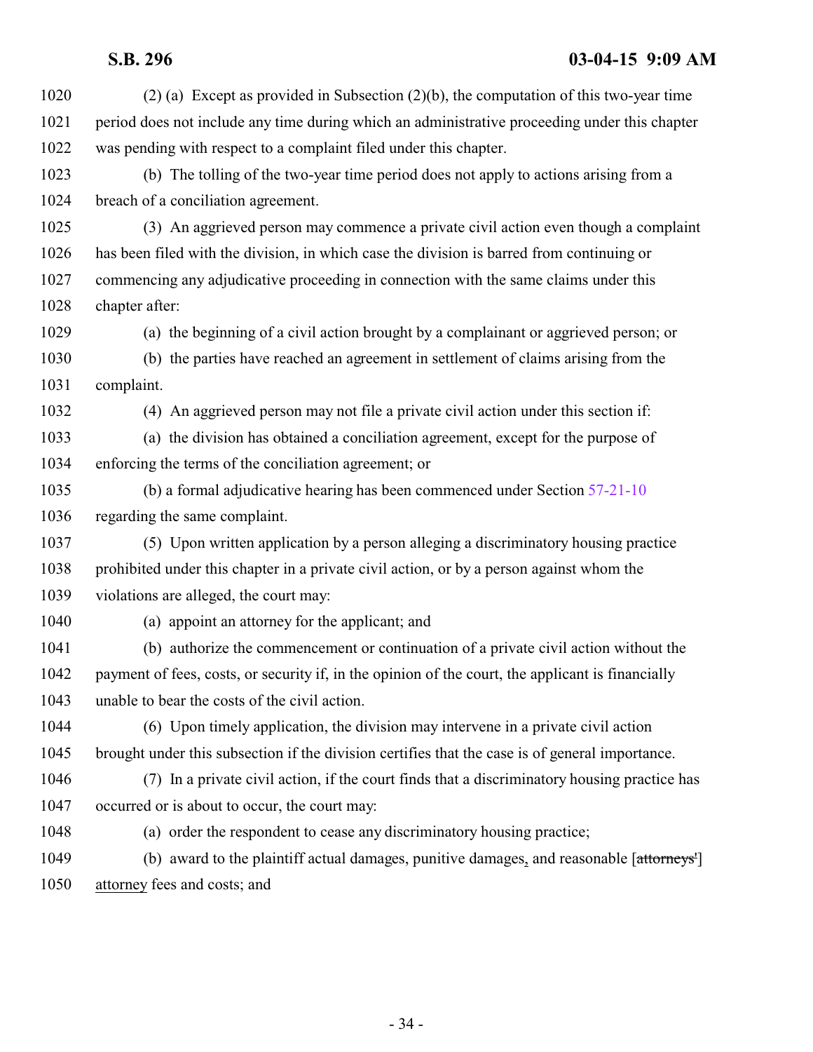(2) (a) Except as provided in Subsection (2)(b), the computation of this two-year time period does not include any time during which an administrative proceeding under this chapter was pending with respect to a complaint filed under this chapter.

(b) The tolling of the two-year time period does not apply to actions arising from a breach of a conciliation agreement.

(3) An aggrieved person may commence a private civil action even though a complaint has been filed with the division, in which case the division is barred from continuing or commencing any adjudicative proceeding in connection with the same claims under this chapter after:

(a) the beginning of a civil action brought by a complainant or aggrieved person; or

(b) the parties have reached an agreement in settlement of claims arising from the complaint.

(4) An aggrieved person may not file a private civil action under this section if:

(a) the division has obtained a conciliation agreement, except for the purpose of enforcing the terms of the conciliation agreement; or

(b) a formal adjudicative hearing has been commenced under Section 57-21-10 regarding the same complaint.

(5) Upon written application by a person alleging a discriminatory housing practice prohibited under this chapter in a private civil action, or by a person against whom the violations are alleged, the court may:

(a) appoint an attorney for the applicant; and

(b) authorize the commencement or continuation of a private civil action without the payment of fees, costs, or security if, in the opinion of the court, the applicant is financially unable to bear the costs of the civil action.

(6) Upon timely application, the division may intervene in a private civil action brought under this subsection if the division certifies that the case is of general importance.

(7) In a private civil action, if the court finds that a discriminatory housing practice has occurred or is about to occur, the court may:

(a) order the respondent to cease any discriminatory housing practice;

(b) award to the plaintiff actual damages, punitive damages, and reasonable [~~attorneys'~~] attorney fees and costs; and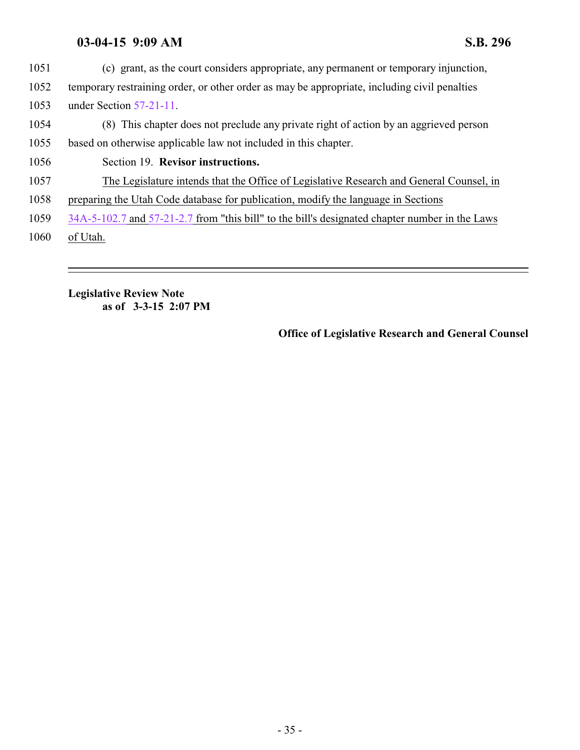(c) grant, as the court considers appropriate, any permanent or temporary injunction, temporary restraining order, or other order as may be appropriate, including civil penalties under Section 57-21-11.

(8) This chapter does not preclude any private right of action by an aggrieved person based on otherwise applicable law not included in this chapter.

Section 19. **Revisor instructions.**

The Legislature intends that the Office of Legislative Research and General Counsel, in preparing the Utah Code database for publication, modify the language in Sections 34A-5-102.7 and 57-21-2.7 from "this bill" to the bill's designated chapter number in the Laws of Utah.

---

**Legislative Review Note**
**as of 3-3-15 2:07 PM**

**Office of Legislative Research and General Counsel**